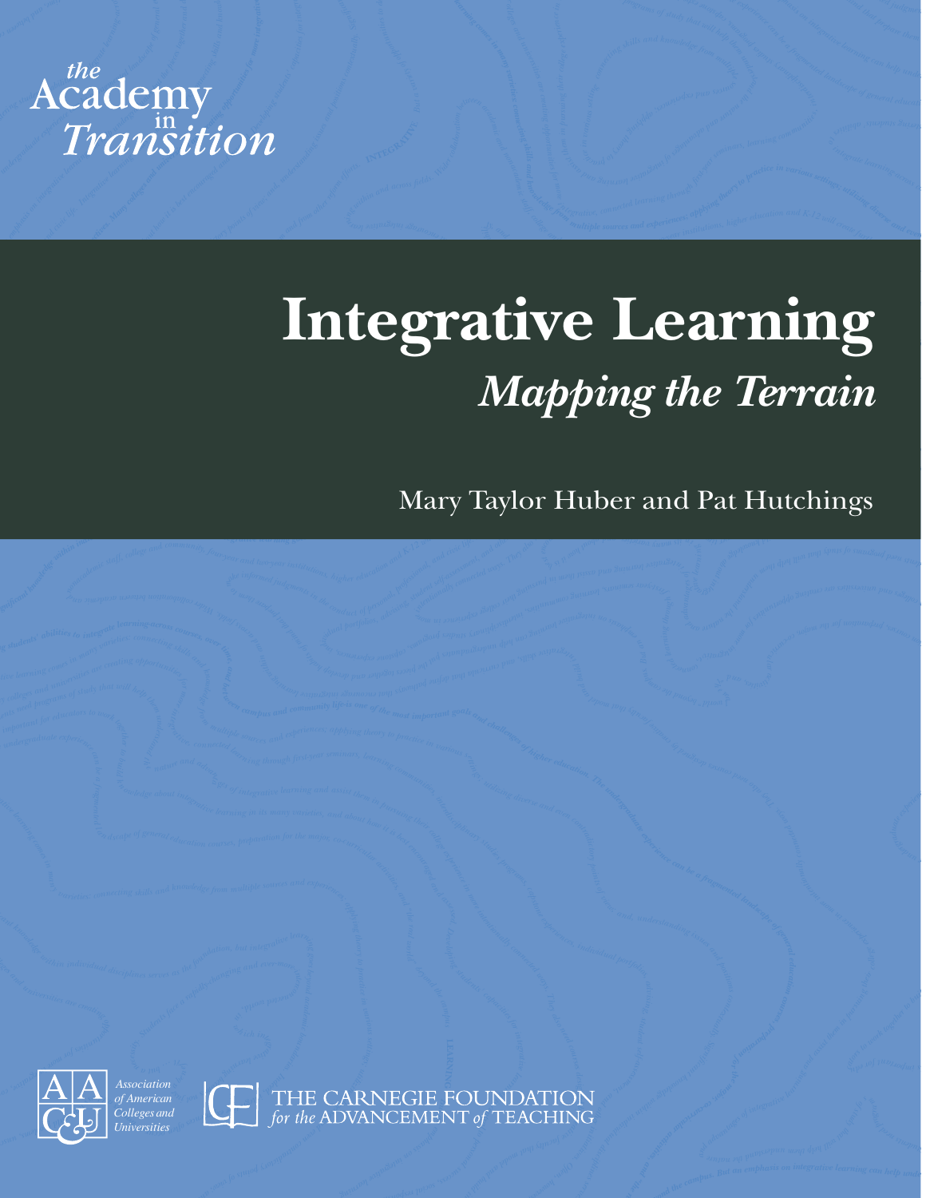the Academy in Transition

# Integrative Learning

## *Mapping the Terrain*

Mary Taylor Huber and Pat Hutchings

Association of American Colleges and Universities

THE CARNEGIE FOUNDATION *for the* ADVANCEMENT *of* TEACHING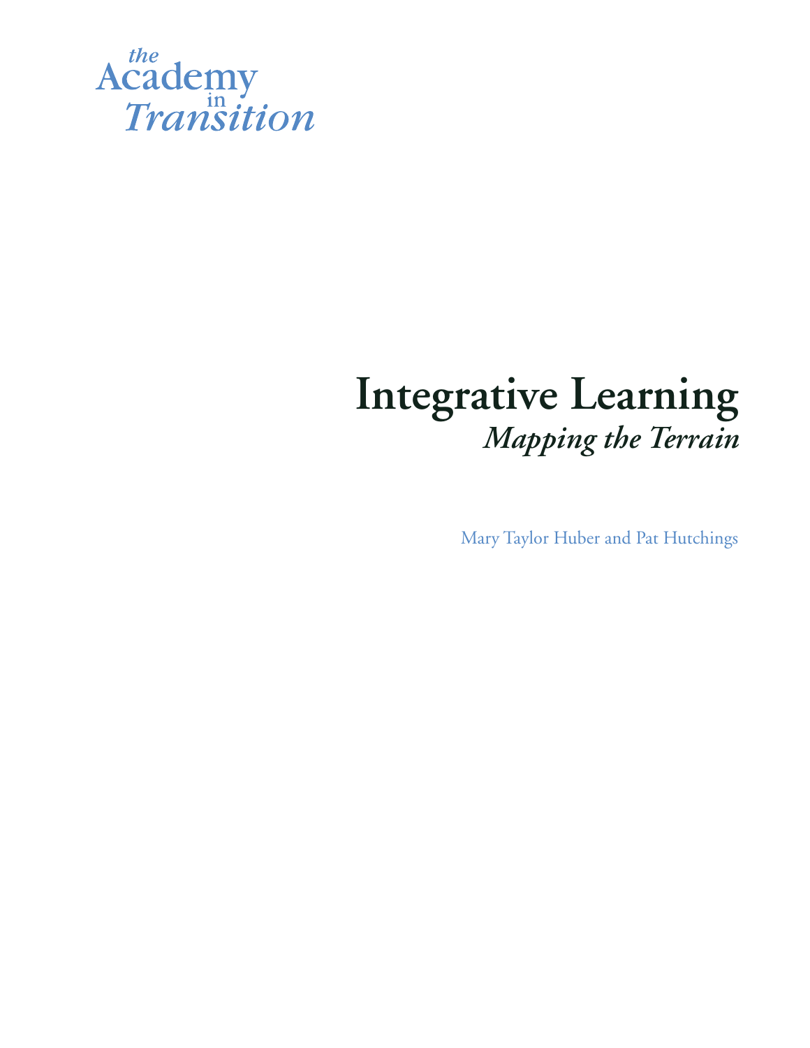*the*
Academy
in
*Transition*

# Integrative Learning
## *Mapping the Terrain*

Mary Taylor Huber and Pat Hutchings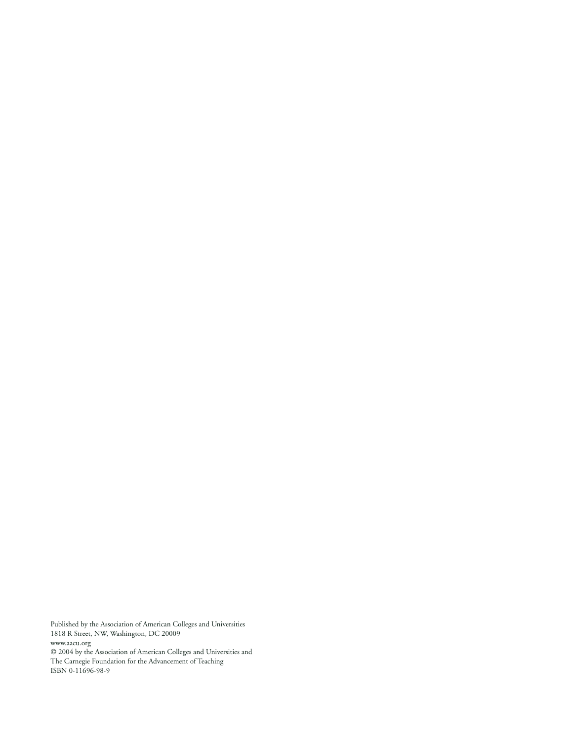Published by the Association of American Colleges and Universities
1818 R Street, NW, Washington, DC 20009
www.aacu.org
© 2004 by the Association of American Colleges and Universities and
The Carnegie Foundation for the Advancement of Teaching
ISBN 0-11696-98-9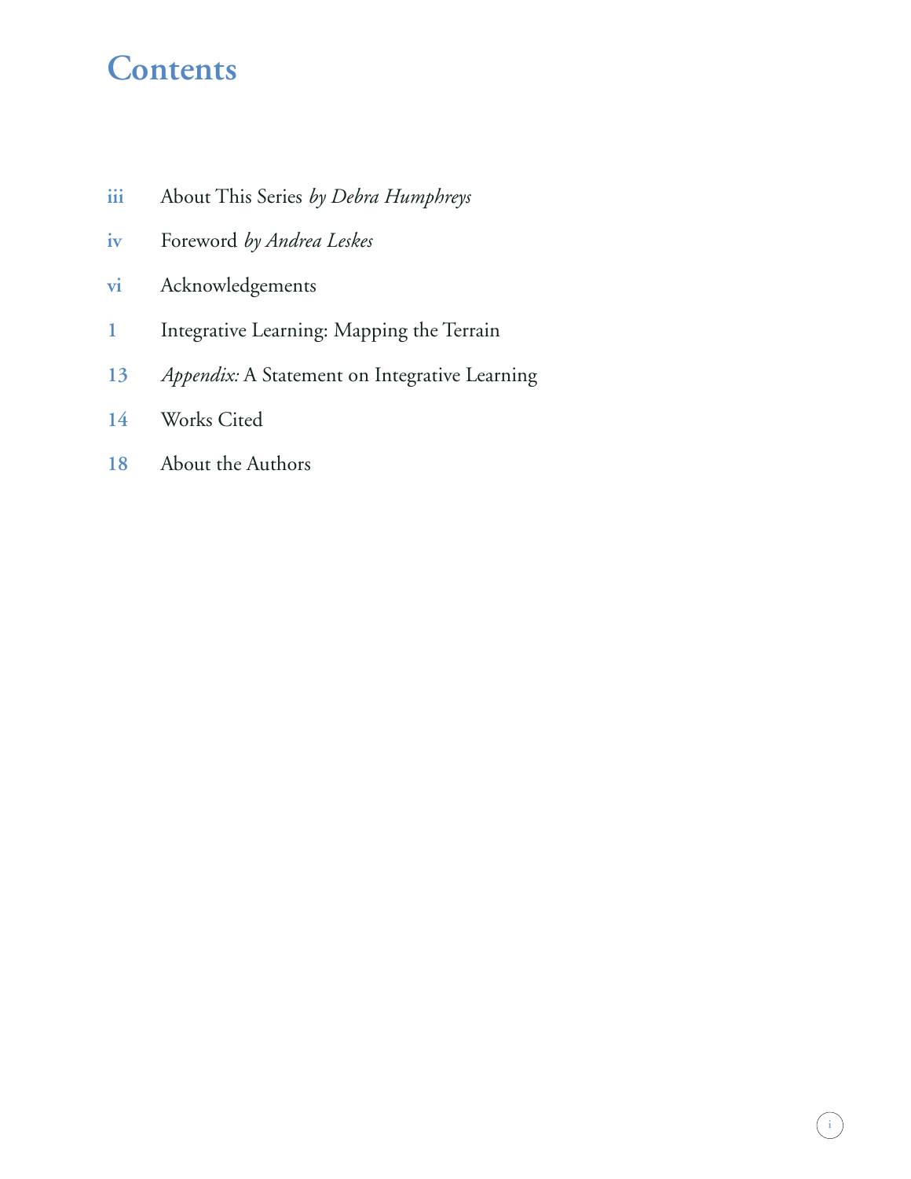# Contents

iii About This Series *by Debra Humphreys*

iv Foreword *by Andrea Leskes*

vi Acknowledgements

1 Integrative Learning: Mapping the Terrain

13 *Appendix:* A Statement on Integrative Learning

14 Works Cited

18 About the Authors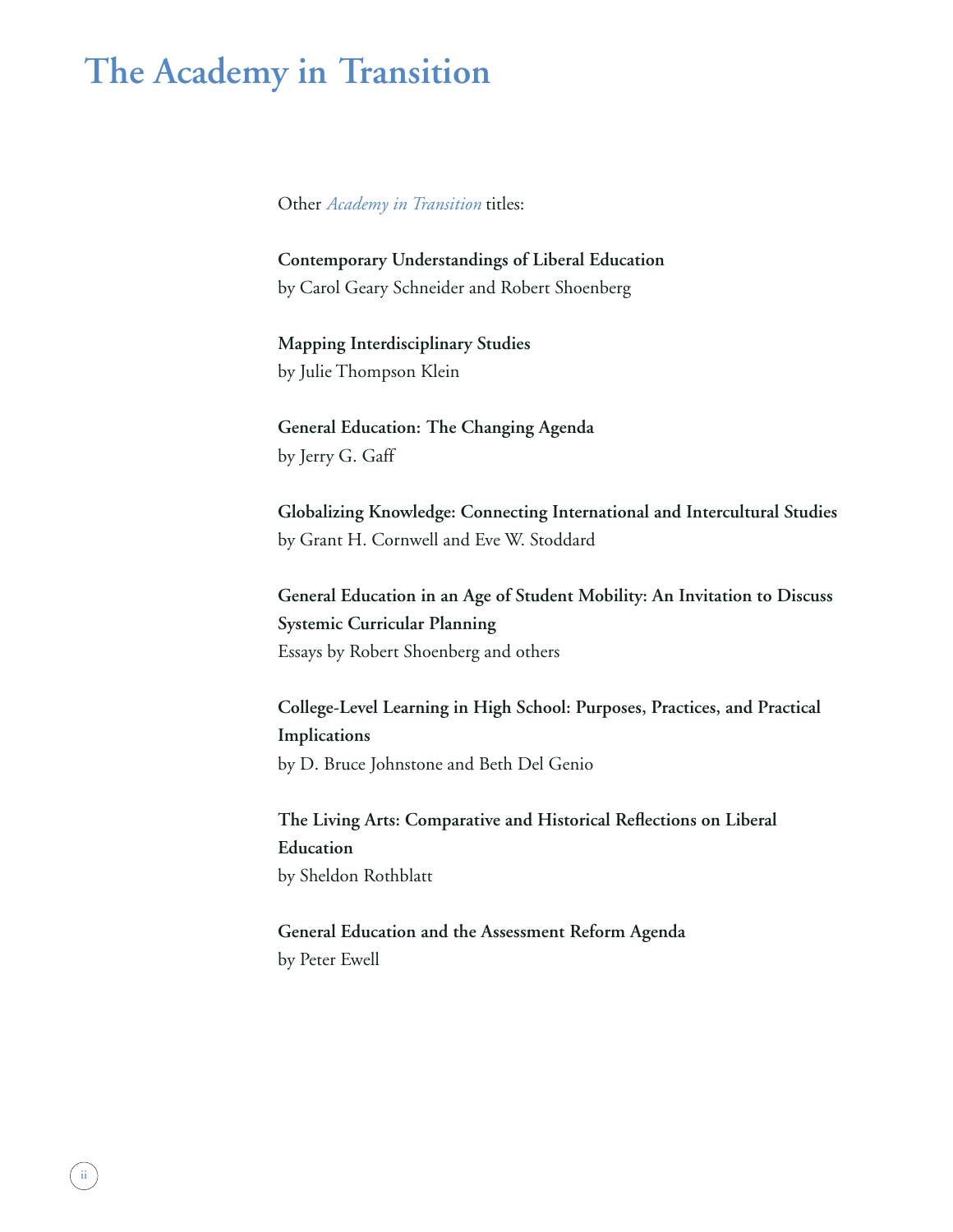# The Academy in Transition

Other *Academy in Transition* titles:

**Contemporary Understandings of Liberal Education**
by Carol Geary Schneider and Robert Shoenberg

**Mapping Interdisciplinary Studies**
by Julie Thompson Klein

**General Education: The Changing Agenda**
by Jerry G. Gaff

**Globalizing Knowledge: Connecting International and Intercultural Studies**
by Grant H. Cornwell and Eve W. Stoddard

**General Education in an Age of Student Mobility: An Invitation to Discuss Systemic Curricular Planning**
Essays by Robert Shoenberg and others

**College-Level Learning in High School: Purposes, Practices, and Practical Implications**
by D. Bruce Johnstone and Beth Del Genio

**The Living Arts: Comparative and Historical Reflections on Liberal Education**
by Sheldon Rothblatt

**General Education and the Assessment Reform Agenda**
by Peter Ewell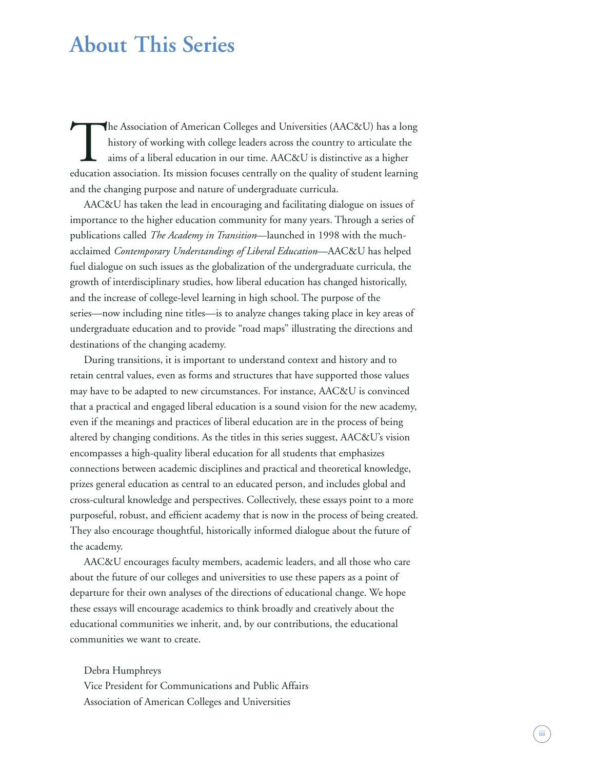# About This Series

The Association of American Colleges and Universities (AAC&U) has a long history of working with college leaders across the country to articulate the aims of a liberal education in our time. AAC&U is distinctive as a higher education association. Its mission focuses centrally on the quality of student learning and the changing purpose and nature of undergraduate curricula.

AAC&U has taken the lead in encouraging and facilitating dialogue on issues of importance to the higher education community for many years. Through a series of publications called *The Academy in Transition*—launched in 1998 with the much-acclaimed *Contemporary Understandings of Liberal Education*—AAC&U has helped fuel dialogue on such issues as the globalization of the undergraduate curricula, the growth of interdisciplinary studies, how liberal education has changed historically, and the increase of college-level learning in high school. The purpose of the series—now including nine titles—is to analyze changes taking place in key areas of undergraduate education and to provide "road maps" illustrating the directions and destinations of the changing academy.

During transitions, it is important to understand context and history and to retain central values, even as forms and structures that have supported those values may have to be adapted to new circumstances. For instance, AAC&U is convinced that a practical and engaged liberal education is a sound vision for the new academy, even if the meanings and practices of liberal education are in the process of being altered by changing conditions. As the titles in this series suggest, AAC&U's vision encompasses a high-quality liberal education for all students that emphasizes connections between academic disciplines and practical and theoretical knowledge, prizes general education as central to an educated person, and includes global and cross-cultural knowledge and perspectives. Collectively, these essays point to a more purposeful, robust, and efficient academy that is now in the process of being created. They also encourage thoughtful, historically informed dialogue about the future of the academy.

AAC&U encourages faculty members, academic leaders, and all those who care about the future of our colleges and universities to use these papers as a point of departure for their own analyses of the directions of educational change. We hope these essays will encourage academics to think broadly and creatively about the educational communities we inherit, and, by our contributions, the educational communities we want to create.

Debra Humphreys
Vice President for Communications and Public Affairs
Association of American Colleges and Universities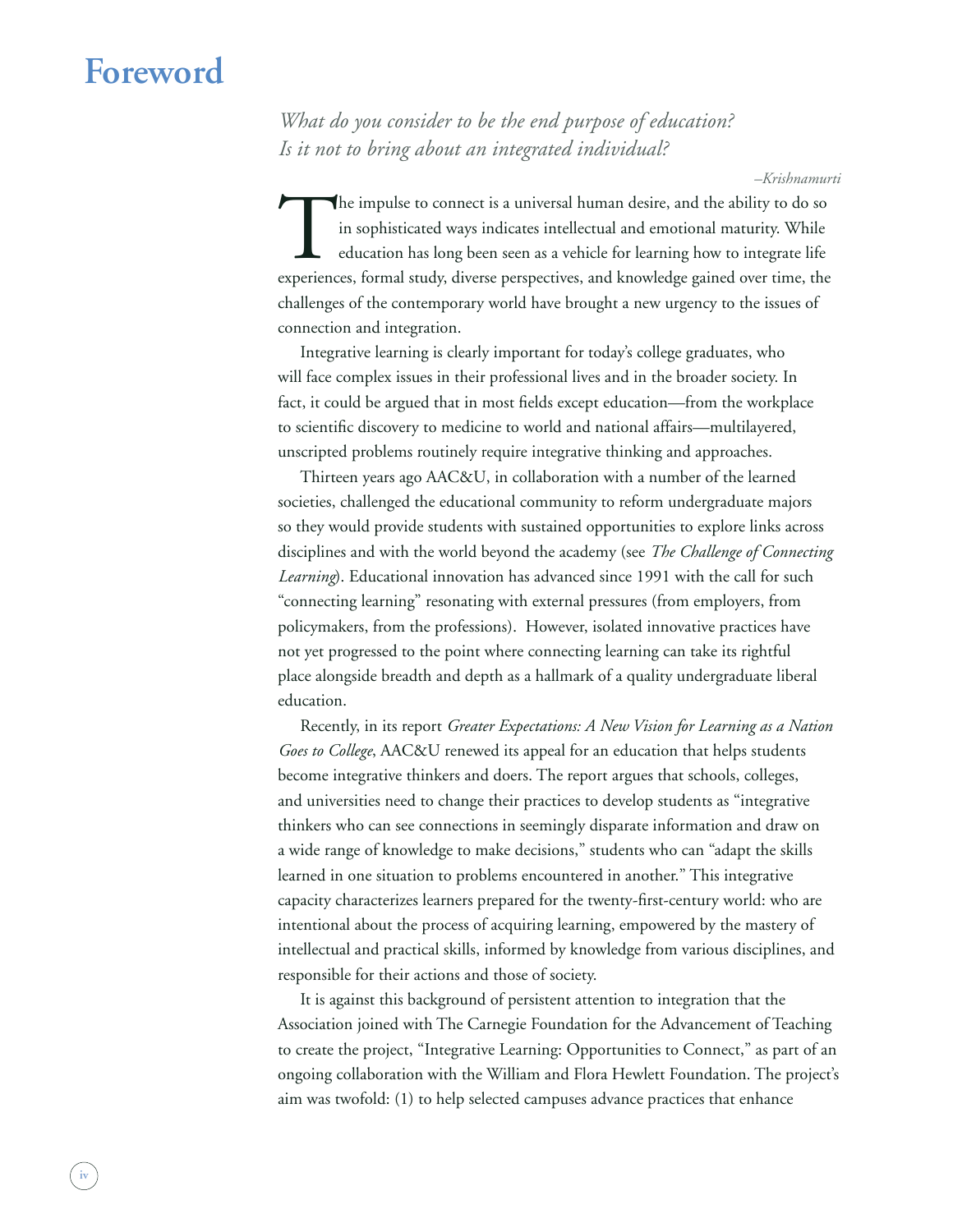# Foreword

*What do you consider to be the end purpose of education?*
*Is it not to bring about an integrated individual?*

*–Krishnamurti*

The impulse to connect is a universal human desire, and the ability to do so in sophisticated ways indicates intellectual and emotional maturity. While education has long been seen as a vehicle for learning how to integrate life experiences, formal study, diverse perspectives, and knowledge gained over time, the challenges of the contemporary world have brought a new urgency to the issues of connection and integration.

Integrative learning is clearly important for today's college graduates, who will face complex issues in their professional lives and in the broader society. In fact, it could be argued that in most fields except education—from the workplace to scientific discovery to medicine to world and national affairs—multilayered, unscripted problems routinely require integrative thinking and approaches.

Thirteen years ago AAC&U, in collaboration with a number of the learned societies, challenged the educational community to reform undergraduate majors so they would provide students with sustained opportunities to explore links across disciplines and with the world beyond the academy (see *The Challenge of Connecting Learning*). Educational innovation has advanced since 1991 with the call for such "connecting learning" resonating with external pressures (from employers, from policymakers, from the professions). However, isolated innovative practices have not yet progressed to the point where connecting learning can take its rightful place alongside breadth and depth as a hallmark of a quality undergraduate liberal education.

Recently, in its report *Greater Expectations: A New Vision for Learning as a Nation Goes to College*, AAC&U renewed its appeal for an education that helps students become integrative thinkers and doers. The report argues that schools, colleges, and universities need to change their practices to develop students as "integrative thinkers who can see connections in seemingly disparate information and draw on a wide range of knowledge to make decisions," students who can "adapt the skills learned in one situation to problems encountered in another." This integrative capacity characterizes learners prepared for the twenty-first-century world: who are intentional about the process of acquiring learning, empowered by the mastery of intellectual and practical skills, informed by knowledge from various disciplines, and responsible for their actions and those of society.

It is against this background of persistent attention to integration that the Association joined with The Carnegie Foundation for the Advancement of Teaching to create the project, "Integrative Learning: Opportunities to Connect," as part of an ongoing collaboration with the William and Flora Hewlett Foundation. The project's aim was twofold: (1) to help selected campuses advance practices that enhance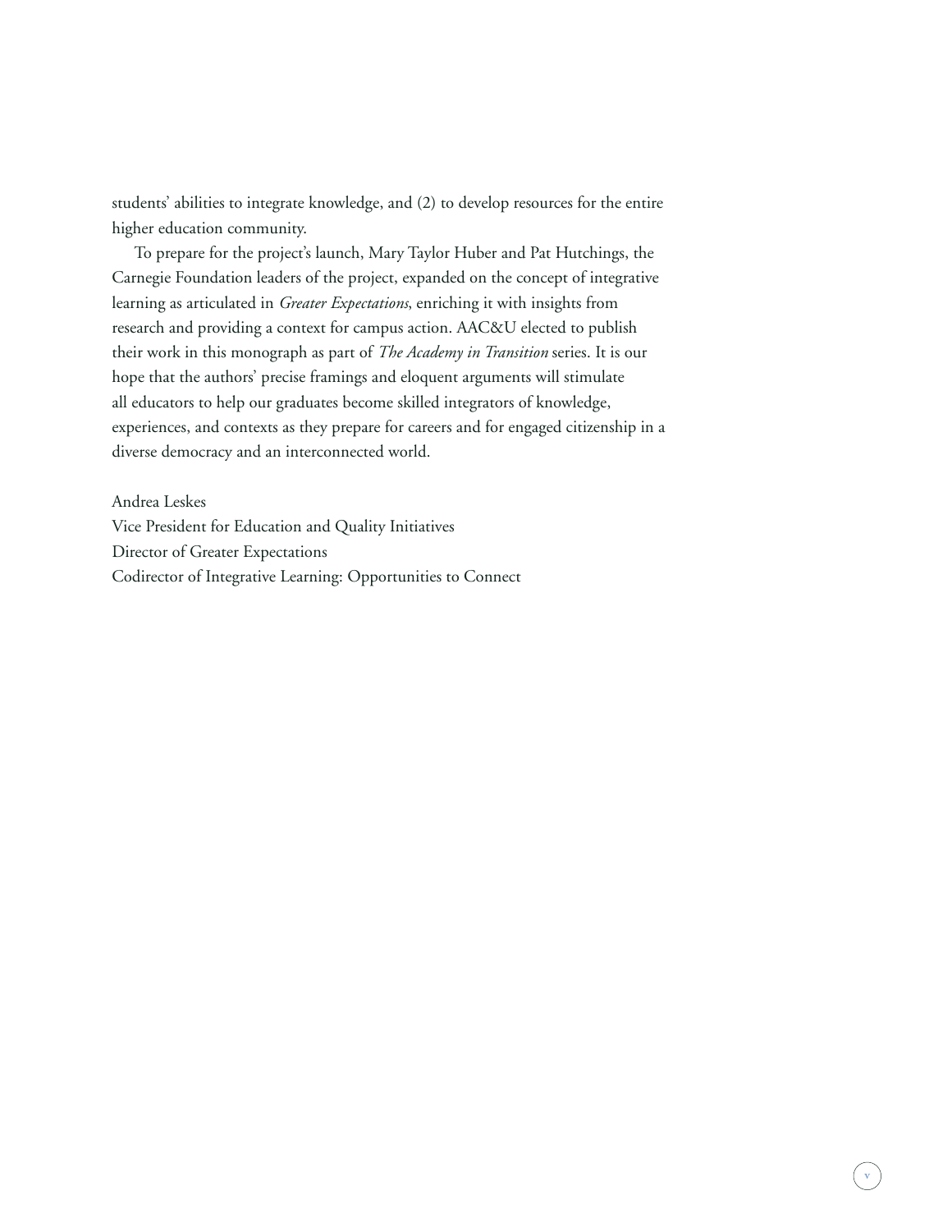students' abilities to integrate knowledge, and (2) to develop resources for the entire higher education community.

To prepare for the project's launch, Mary Taylor Huber and Pat Hutchings, the Carnegie Foundation leaders of the project, expanded on the concept of integrative learning as articulated in *Greater Expectations*, enriching it with insights from research and providing a context for campus action. AAC&U elected to publish their work in this monograph as part of *The Academy in Transition* series. It is our hope that the authors' precise framings and eloquent arguments will stimulate all educators to help our graduates become skilled integrators of knowledge, experiences, and contexts as they prepare for careers and for engaged citizenship in a diverse democracy and an interconnected world.

Andrea Leskes
Vice President for Education and Quality Initiatives
Director of Greater Expectations
Codirector of Integrative Learning: Opportunities to Connect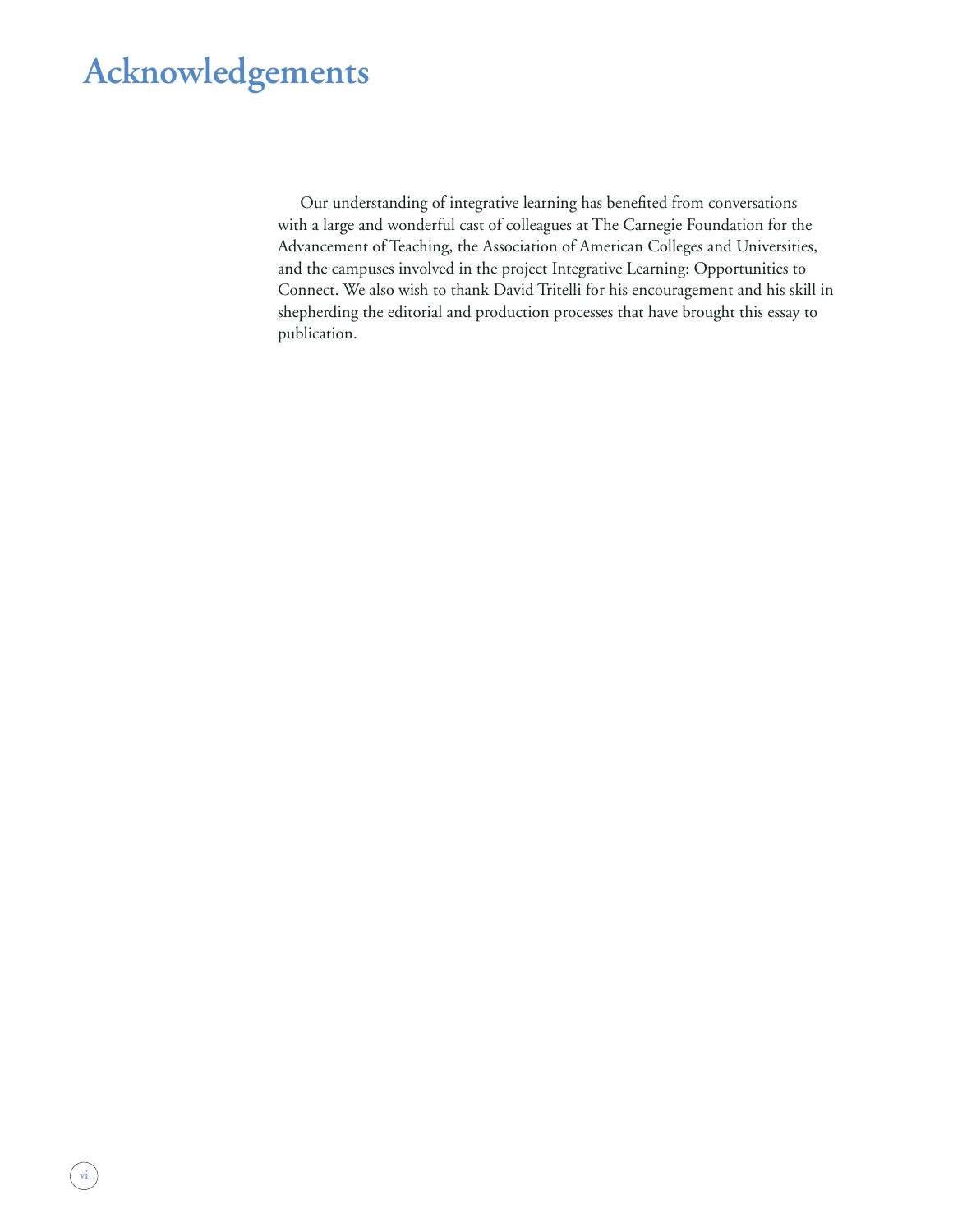# Acknowledgements

Our understanding of integrative learning has benefited from conversations with a large and wonderful cast of colleagues at The Carnegie Foundation for the Advancement of Teaching, the Association of American Colleges and Universities, and the campuses involved in the project Integrative Learning: Opportunities to Connect. We also wish to thank David Tritelli for his encouragement and his skill in shepherding the editorial and production processes that have brought this essay to publication.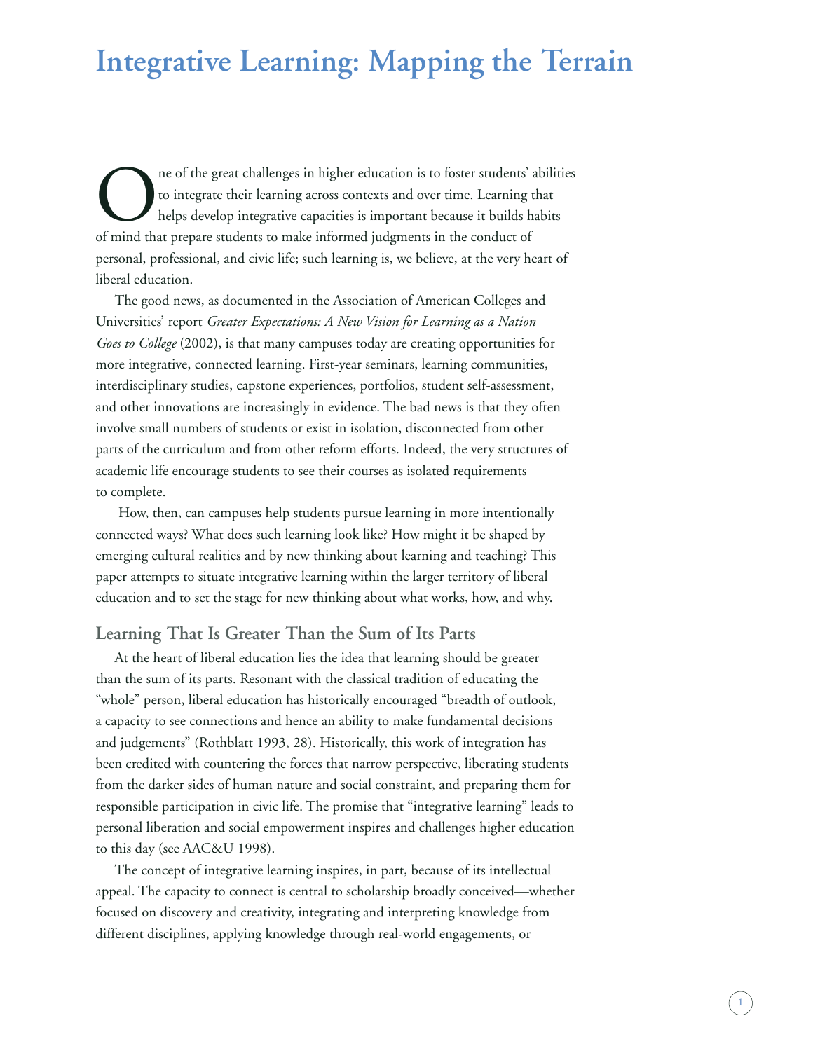# Integrative Learning: Mapping the Terrain

One of the great challenges in higher education is to foster students' abilities to integrate their learning across contexts and over time. Learning that helps develop integrative capacities is important because it builds habits of mind that prepare students to make informed judgments in the conduct of personal, professional, and civic life; such learning is, we believe, at the very heart of liberal education.

The good news, as documented in the Association of American Colleges and Universities' report *Greater Expectations: A New Vision for Learning as a Nation Goes to College* (2002), is that many campuses today are creating opportunities for more integrative, connected learning. First-year seminars, learning communities, interdisciplinary studies, capstone experiences, portfolios, student self-assessment, and other innovations are increasingly in evidence. The bad news is that they often involve small numbers of students or exist in isolation, disconnected from other parts of the curriculum and from other reform efforts. Indeed, the very structures of academic life encourage students to see their courses as isolated requirements to complete.

How, then, can campuses help students pursue learning in more intentionally connected ways? What does such learning look like? How might it be shaped by emerging cultural realities and by new thinking about learning and teaching? This paper attempts to situate integrative learning within the larger territory of liberal education and to set the stage for new thinking about what works, how, and why.

## Learning That Is Greater Than the Sum of Its Parts

At the heart of liberal education lies the idea that learning should be greater than the sum of its parts. Resonant with the classical tradition of educating the "whole" person, liberal education has historically encouraged "breadth of outlook, a capacity to see connections and hence an ability to make fundamental decisions and judgements" (Rothblatt 1993, 28). Historically, this work of integration has been credited with countering the forces that narrow perspective, liberating students from the darker sides of human nature and social constraint, and preparing them for responsible participation in civic life. The promise that "integrative learning" leads to personal liberation and social empowerment inspires and challenges higher education to this day (see AAC&U 1998).

The concept of integrative learning inspires, in part, because of its intellectual appeal. The capacity to connect is central to scholarship broadly conceived—whether focused on discovery and creativity, integrating and interpreting knowledge from different disciplines, applying knowledge through real-world engagements, or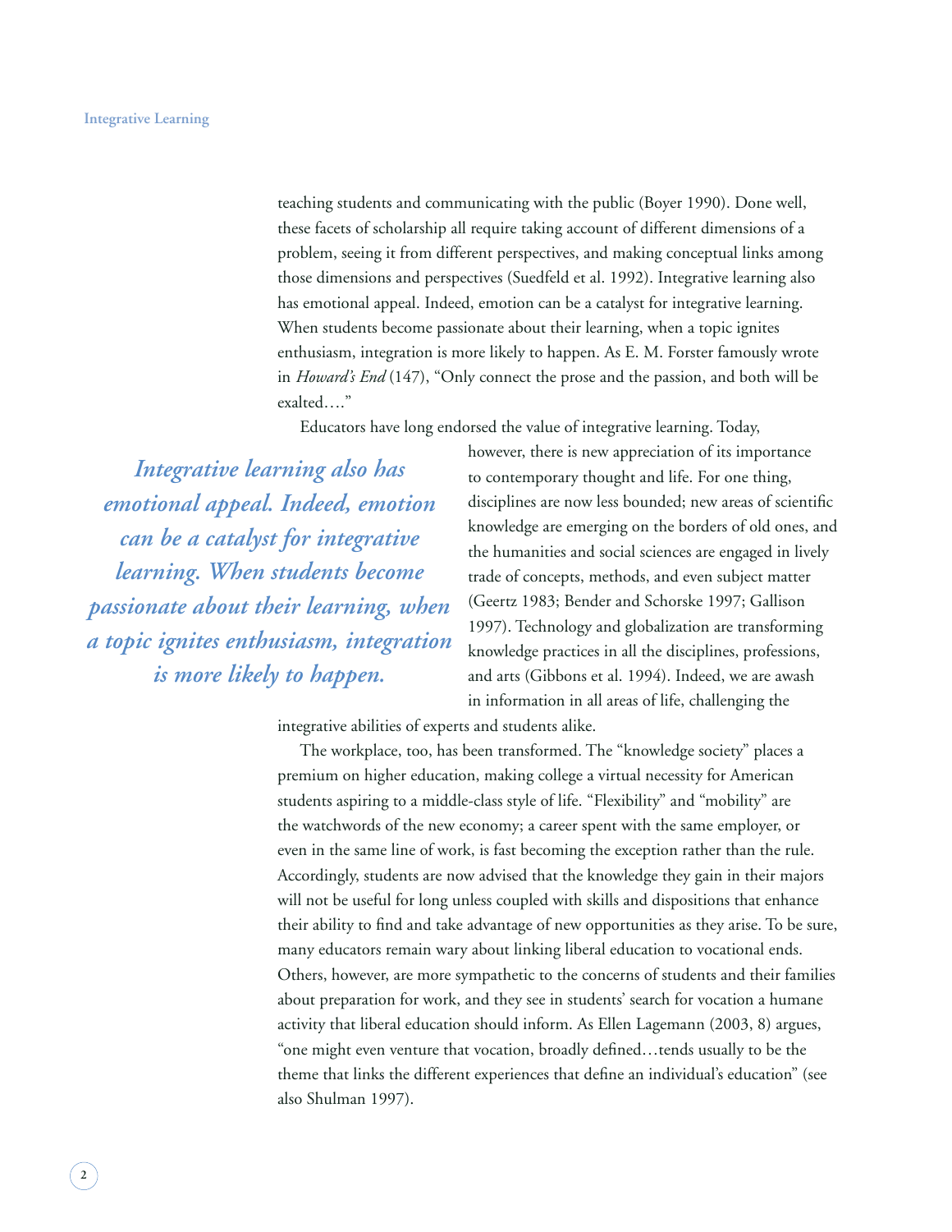teaching students and communicating with the public (Boyer 1990). Done well, these facets of scholarship all require taking account of different dimensions of a problem, seeing it from different perspectives, and making conceptual links among those dimensions and perspectives (Suedfeld et al. 1992). Integrative learning also has emotional appeal. Indeed, emotion can be a catalyst for integrative learning. When students become passionate about their learning, when a topic ignites enthusiasm, integration is more likely to happen. As E. M. Forster famously wrote in *Howard's End* (147), "Only connect the prose and the passion, and both will be exalted…."

Educators have long endorsed the value of integrative learning. Today, however, there is new appreciation of its importance to contemporary thought and life. For one thing, disciplines are now less bounded; new areas of scientific knowledge are emerging on the borders of old ones, and the humanities and social sciences are engaged in lively trade of concepts, methods, and even subject matter (Geertz 1983; Bender and Schorske 1997; Gallison 1997). Technology and globalization are transforming knowledge practices in all the disciplines, professions, and arts (Gibbons et al. 1994). Indeed, we are awash in information in all areas of life, challenging the integrative abilities of experts and students alike.

> *Integrative learning also has emotional appeal. Indeed, emotion can be a catalyst for integrative learning. When students become passionate about their learning, when a topic ignites enthusiasm, integration is more likely to happen.*

The workplace, too, has been transformed. The "knowledge society" places a premium on higher education, making college a virtual necessity for American students aspiring to a middle-class style of life. "Flexibility" and "mobility" are the watchwords of the new economy; a career spent with the same employer, or even in the same line of work, is fast becoming the exception rather than the rule. Accordingly, students are now advised that the knowledge they gain in their majors will not be useful for long unless coupled with skills and dispositions that enhance their ability to find and take advantage of new opportunities as they arise. To be sure, many educators remain wary about linking liberal education to vocational ends. Others, however, are more sympathetic to the concerns of students and their families about preparation for work, and they see in students' search for vocation a humane activity that liberal education should inform. As Ellen Lagemann (2003, 8) argues, "one might even venture that vocation, broadly defined…tends usually to be the theme that links the different experiences that define an individual's education" (see also Shulman 1997).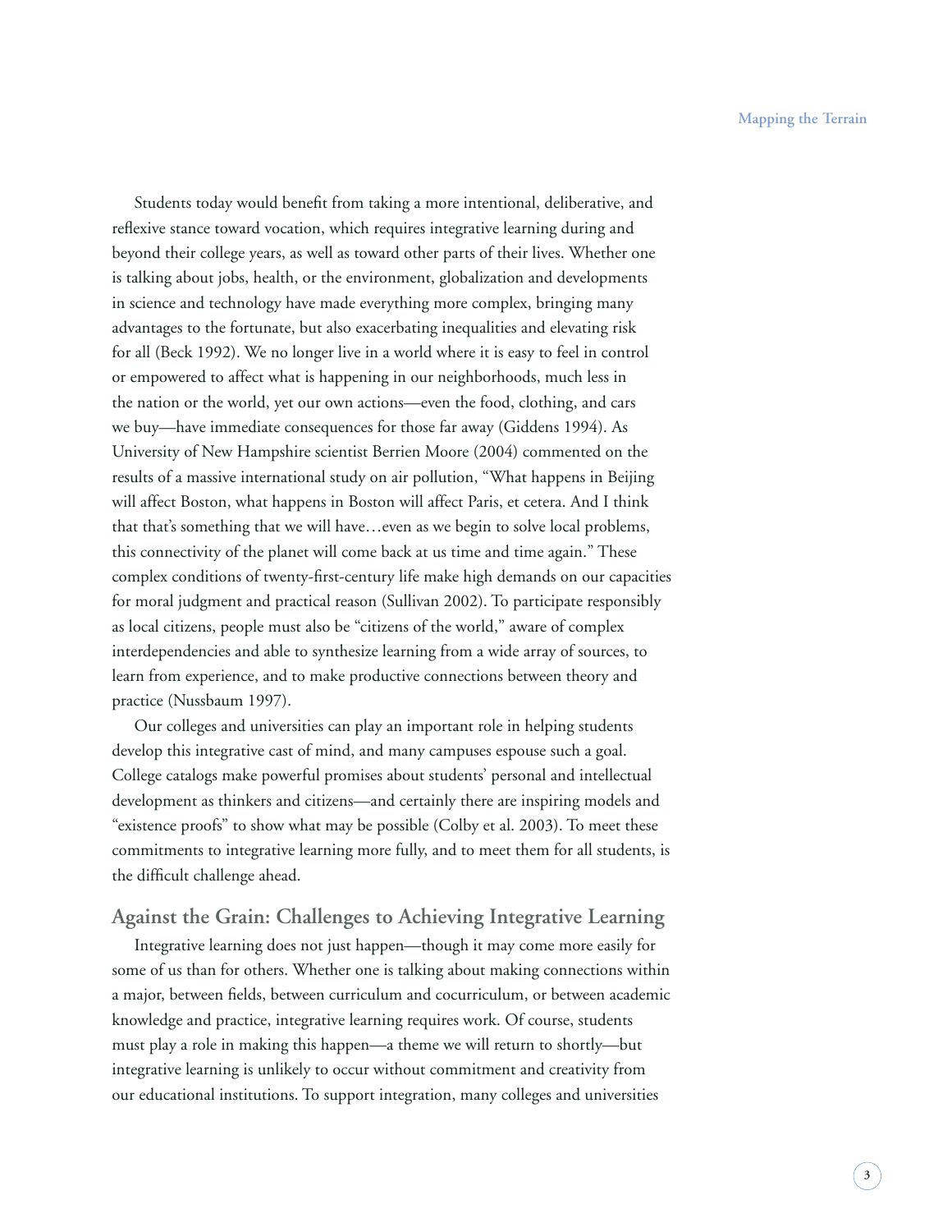Students today would benefit from taking a more intentional, deliberative, and reflexive stance toward vocation, which requires integrative learning during and beyond their college years, as well as toward other parts of their lives. Whether one is talking about jobs, health, or the environment, globalization and developments in science and technology have made everything more complex, bringing many advantages to the fortunate, but also exacerbating inequalities and elevating risk for all (Beck 1992). We no longer live in a world where it is easy to feel in control or empowered to affect what is happening in our neighborhoods, much less in the nation or the world, yet our own actions—even the food, clothing, and cars we buy—have immediate consequences for those far away (Giddens 1994). As University of New Hampshire scientist Berrien Moore (2004) commented on the results of a massive international study on air pollution, "What happens in Beijing will affect Boston, what happens in Boston will affect Paris, et cetera. And I think that that's something that we will have…even as we begin to solve local problems, this connectivity of the planet will come back at us time and time again." These complex conditions of twenty-first-century life make high demands on our capacities for moral judgment and practical reason (Sullivan 2002). To participate responsibly as local citizens, people must also be "citizens of the world," aware of complex interdependencies and able to synthesize learning from a wide array of sources, to learn from experience, and to make productive connections between theory and practice (Nussbaum 1997).

Our colleges and universities can play an important role in helping students develop this integrative cast of mind, and many campuses espouse such a goal. College catalogs make powerful promises about students' personal and intellectual development as thinkers and citizens—and certainly there are inspiring models and "existence proofs" to show what may be possible (Colby et al. 2003). To meet these commitments to integrative learning more fully, and to meet them for all students, is the difficult challenge ahead.

## Against the Grain: Challenges to Achieving Integrative Learning

Integrative learning does not just happen—though it may come more easily for some of us than for others. Whether one is talking about making connections within a major, between fields, between curriculum and cocurriculum, or between academic knowledge and practice, integrative learning requires work. Of course, students must play a role in making this happen—a theme we will return to shortly—but integrative learning is unlikely to occur without commitment and creativity from our educational institutions. To support integration, many colleges and universities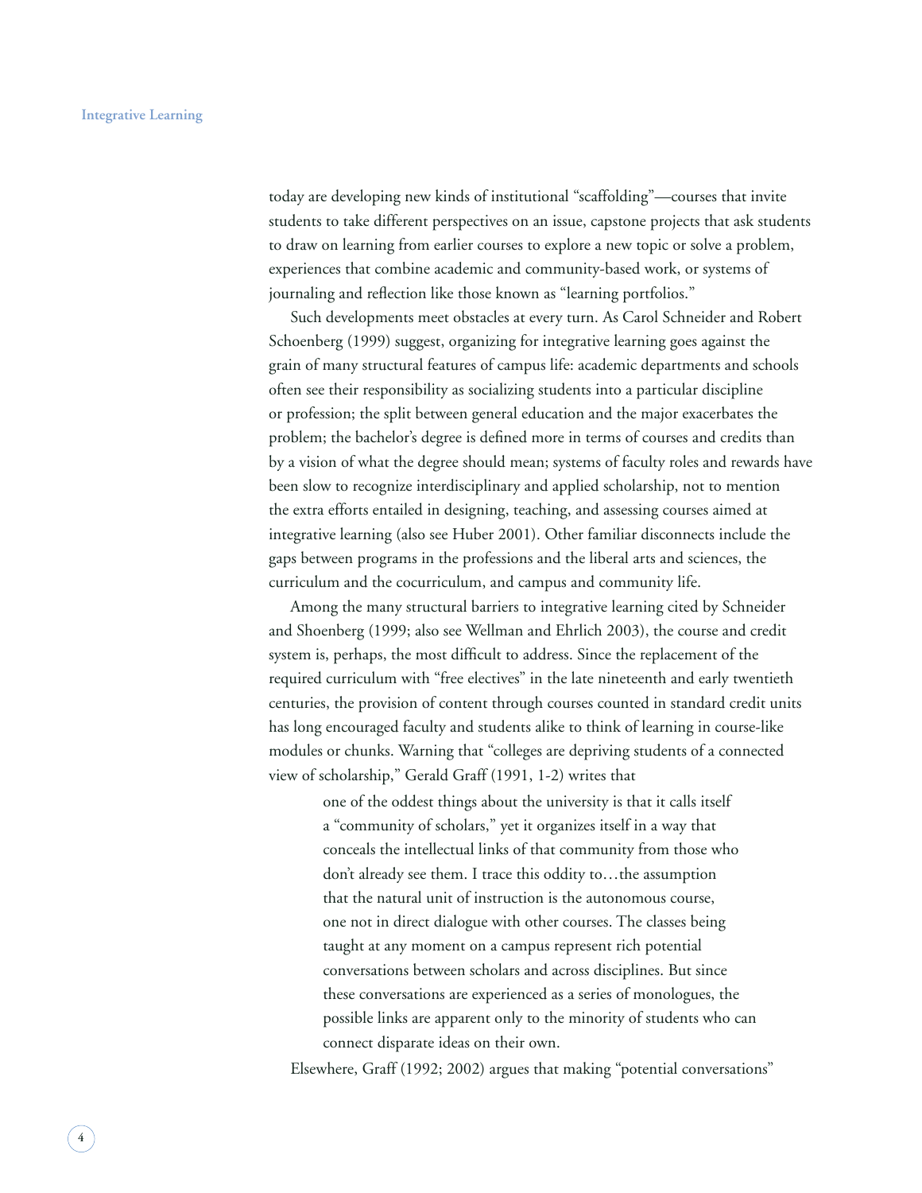today are developing new kinds of institutional "scaffolding"—courses that invite students to take different perspectives on an issue, capstone projects that ask students to draw on learning from earlier courses to explore a new topic or solve a problem, experiences that combine academic and community-based work, or systems of journaling and reflection like those known as "learning portfolios."

Such developments meet obstacles at every turn. As Carol Schneider and Robert Schoenberg (1999) suggest, organizing for integrative learning goes against the grain of many structural features of campus life: academic departments and schools often see their responsibility as socializing students into a particular discipline or profession; the split between general education and the major exacerbates the problem; the bachelor's degree is defined more in terms of courses and credits than by a vision of what the degree should mean; systems of faculty roles and rewards have been slow to recognize interdisciplinary and applied scholarship, not to mention the extra efforts entailed in designing, teaching, and assessing courses aimed at integrative learning (also see Huber 2001). Other familiar disconnects include the gaps between programs in the professions and the liberal arts and sciences, the curriculum and the cocurriculum, and campus and community life.

Among the many structural barriers to integrative learning cited by Schneider and Shoenberg (1999; also see Wellman and Ehrlich 2003), the course and credit system is, perhaps, the most difficult to address. Since the replacement of the required curriculum with "free electives" in the late nineteenth and early twentieth centuries, the provision of content through courses counted in standard credit units has long encouraged faculty and students alike to think of learning in course-like modules or chunks. Warning that "colleges are depriving students of a connected view of scholarship," Gerald Graff (1991, 1-2) writes that

> one of the oddest things about the university is that it calls itself a "community of scholars," yet it organizes itself in a way that conceals the intellectual links of that community from those who don't already see them. I trace this oddity to…the assumption that the natural unit of instruction is the autonomous course, one not in direct dialogue with other courses. The classes being taught at any moment on a campus represent rich potential conversations between scholars and across disciplines. But since these conversations are experienced as a series of monologues, the possible links are apparent only to the minority of students who can connect disparate ideas on their own.

Elsewhere, Graff (1992; 2002) argues that making "potential conversations"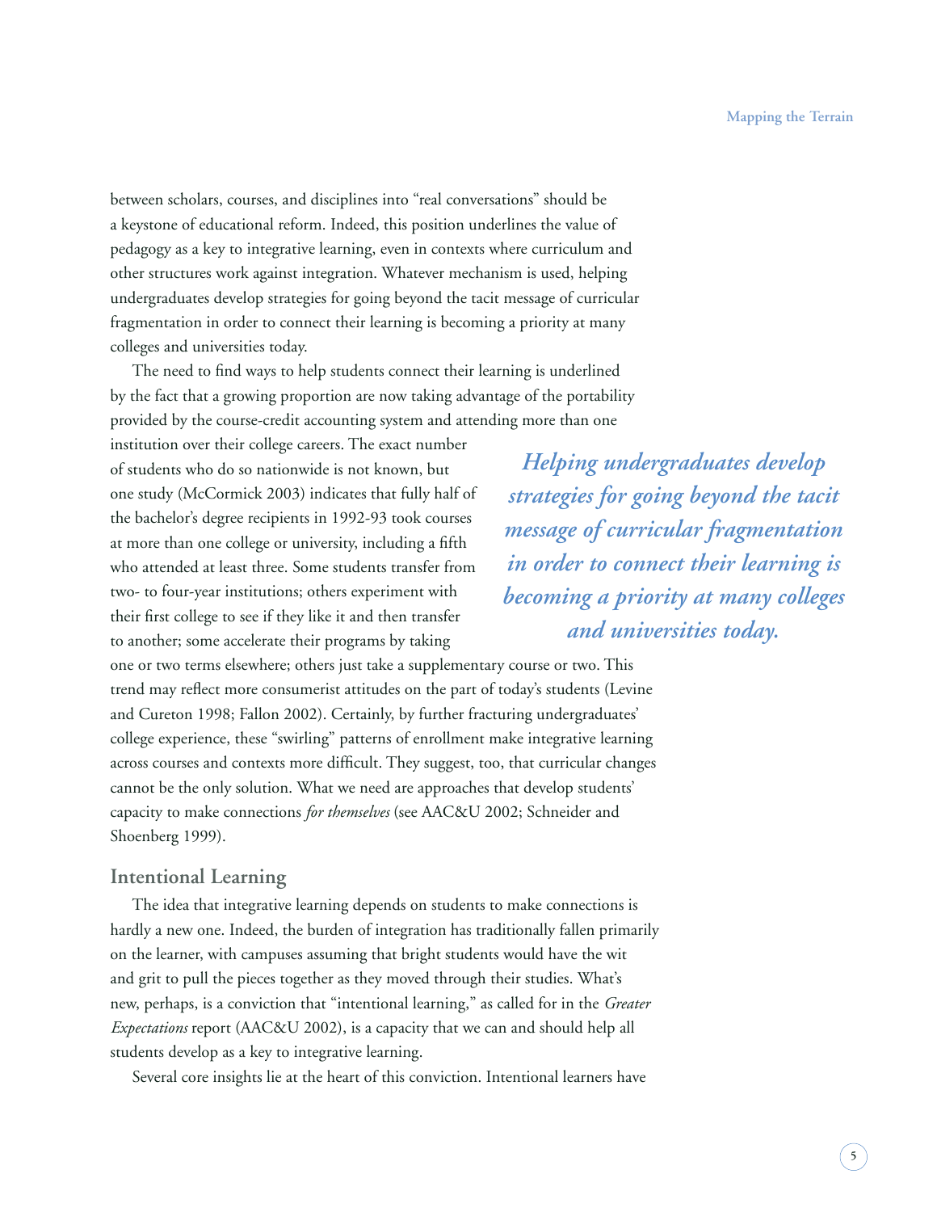between scholars, courses, and disciplines into "real conversations" should be a keystone of educational reform. Indeed, this position underlines the value of pedagogy as a key to integrative learning, even in contexts where curriculum and other structures work against integration. Whatever mechanism is used, helping undergraduates develop strategies for going beyond the tacit message of curricular fragmentation in order to connect their learning is becoming a priority at many colleges and universities today.

The need to find ways to help students connect their learning is underlined by the fact that a growing proportion are now taking advantage of the portability provided by the course-credit accounting system and attending more than one institution over their college careers. The exact number of students who do so nationwide is not known, but one study (McCormick 2003) indicates that fully half of the bachelor's degree recipients in 1992-93 took courses at more than one college or university, including a fifth who attended at least three. Some students transfer from two- to four-year institutions; others experiment with their first college to see if they like it and then transfer to another; some accelerate their programs by taking one or two terms elsewhere; others just take a supplementary course or two. This trend may reflect more consumerist attitudes on the part of today's students (Levine and Cureton 1998; Fallon 2002). Certainly, by further fracturing undergraduates' college experience, these "swirling" patterns of enrollment make integrative learning across courses and contexts more difficult. They suggest, too, that curricular changes cannot be the only solution. What we need are approaches that develop students' capacity to make connections *for themselves* (see AAC&U 2002; Schneider and Shoenberg 1999).

> ***Helping undergraduates develop strategies for going beyond the tacit message of curricular fragmentation in order to connect their learning is becoming a priority at many colleges and universities today.***

## Intentional Learning

The idea that integrative learning depends on students to make connections is hardly a new one. Indeed, the burden of integration has traditionally fallen primarily on the learner, with campuses assuming that bright students would have the wit and grit to pull the pieces together as they moved through their studies. What's new, perhaps, is a conviction that "intentional learning," as called for in the *Greater Expectations* report (AAC&U 2002), is a capacity that we can and should help all students develop as a key to integrative learning.

Several core insights lie at the heart of this conviction. Intentional learners have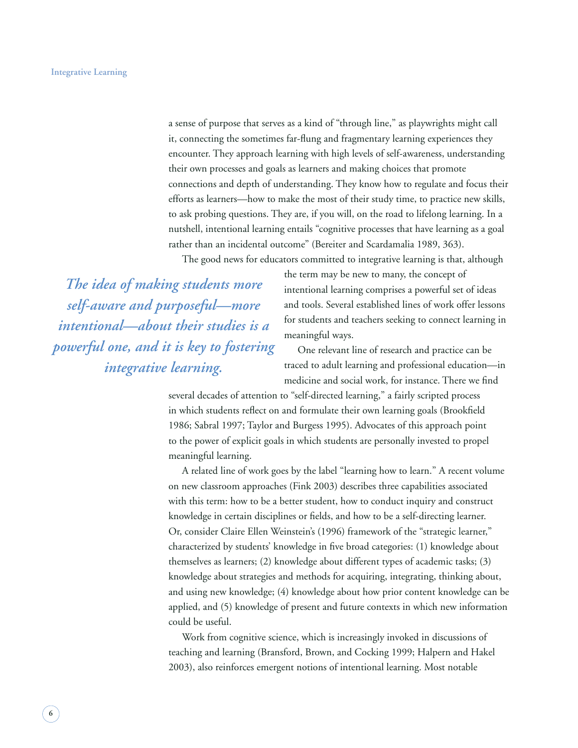a sense of purpose that serves as a kind of "through line," as playwrights might call it, connecting the sometimes far-flung and fragmentary learning experiences they encounter. They approach learning with high levels of self-awareness, understanding their own processes and goals as learners and making choices that promote connections and depth of understanding. They know how to regulate and focus their efforts as learners—how to make the most of their study time, to practice new skills, to ask probing questions. They are, if you will, on the road to lifelong learning. In a nutshell, intentional learning entails "cognitive processes that have learning as a goal rather than an incidental outcome" (Bereiter and Scardamalia 1989, 363).

The good news for educators committed to integrative learning is that, although the term may be new to many, the concept of intentional learning comprises a powerful set of ideas and tools. Several established lines of work offer lessons for students and teachers seeking to connect learning in meaningful ways.

*The idea of making students more self-aware and purposeful—more intentional—about their studies is a powerful one, and it is key to fostering integrative learning.*

One relevant line of research and practice can be traced to adult learning and professional education—in medicine and social work, for instance. There we find several decades of attention to "self-directed learning," a fairly scripted process in which students reflect on and formulate their own learning goals (Brookfield 1986; Sabral 1997; Taylor and Burgess 1995). Advocates of this approach point to the power of explicit goals in which students are personally invested to propel meaningful learning.

A related line of work goes by the label "learning how to learn." A recent volume on new classroom approaches (Fink 2003) describes three capabilities associated with this term: how to be a better student, how to conduct inquiry and construct knowledge in certain disciplines or fields, and how to be a self-directing learner. Or, consider Claire Ellen Weinstein's (1996) framework of the "strategic learner," characterized by students' knowledge in five broad categories: (1) knowledge about themselves as learners; (2) knowledge about different types of academic tasks; (3) knowledge about strategies and methods for acquiring, integrating, thinking about, and using new knowledge; (4) knowledge about how prior content knowledge can be applied, and (5) knowledge of present and future contexts in which new information could be useful.

Work from cognitive science, which is increasingly invoked in discussions of teaching and learning (Bransford, Brown, and Cocking 1999; Halpern and Hakel 2003), also reinforces emergent notions of intentional learning. Most notable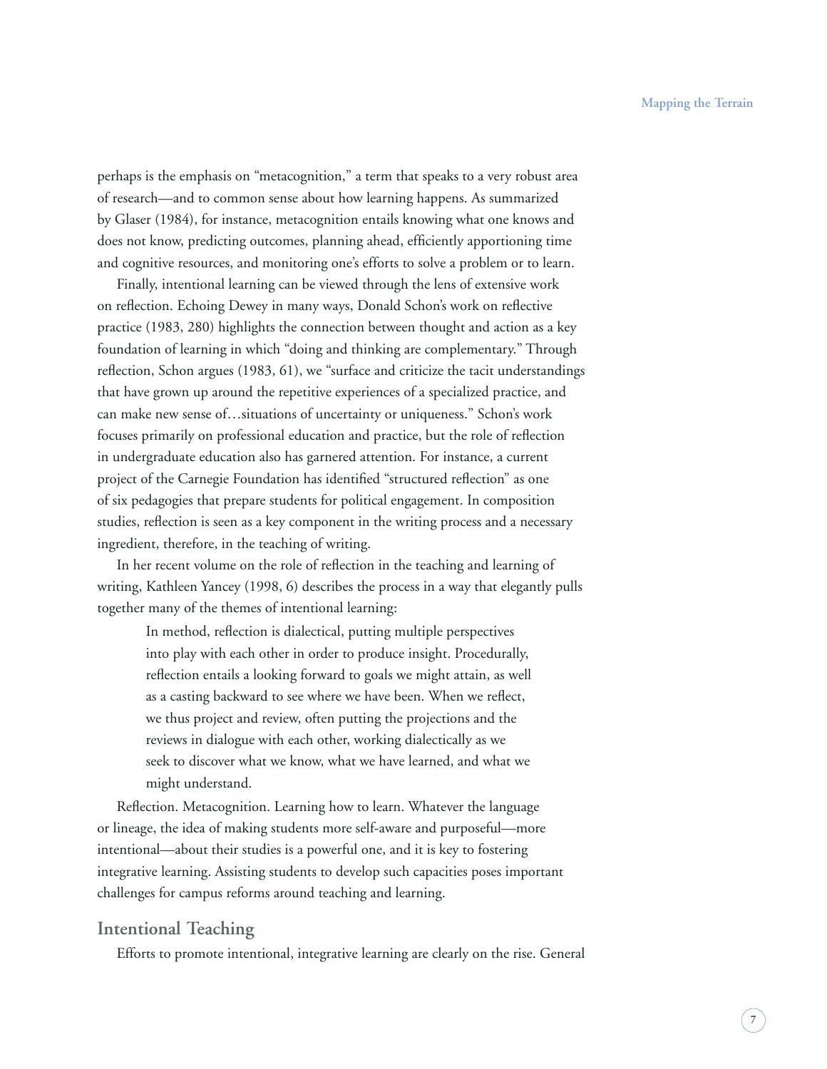perhaps is the emphasis on "metacognition," a term that speaks to a very robust area of research—and to common sense about how learning happens. As summarized by Glaser (1984), for instance, metacognition entails knowing what one knows and does not know, predicting outcomes, planning ahead, efficiently apportioning time and cognitive resources, and monitoring one's efforts to solve a problem or to learn.

Finally, intentional learning can be viewed through the lens of extensive work on reflection. Echoing Dewey in many ways, Donald Schon's work on reflective practice (1983, 280) highlights the connection between thought and action as a key foundation of learning in which "doing and thinking are complementary." Through reflection, Schon argues (1983, 61), we "surface and criticize the tacit understandings that have grown up around the repetitive experiences of a specialized practice, and can make new sense of…situations of uncertainty or uniqueness." Schon's work focuses primarily on professional education and practice, but the role of reflection in undergraduate education also has garnered attention. For instance, a current project of the Carnegie Foundation has identified "structured reflection" as one of six pedagogies that prepare students for political engagement. In composition studies, reflection is seen as a key component in the writing process and a necessary ingredient, therefore, in the teaching of writing.

In her recent volume on the role of reflection in the teaching and learning of writing, Kathleen Yancey (1998, 6) describes the process in a way that elegantly pulls together many of the themes of intentional learning:

> In method, reflection is dialectical, putting multiple perspectives into play with each other in order to produce insight. Procedurally, reflection entails a looking forward to goals we might attain, as well as a casting backward to see where we have been. When we reflect, we thus project and review, often putting the projections and the reviews in dialogue with each other, working dialectically as we seek to discover what we know, what we have learned, and what we might understand.

Reflection. Metacognition. Learning how to learn. Whatever the language or lineage, the idea of making students more self-aware and purposeful—more intentional—about their studies is a powerful one, and it is key to fostering integrative learning. Assisting students to develop such capacities poses important challenges for campus reforms around teaching and learning.

## Intentional Teaching

Efforts to promote intentional, integrative learning are clearly on the rise. General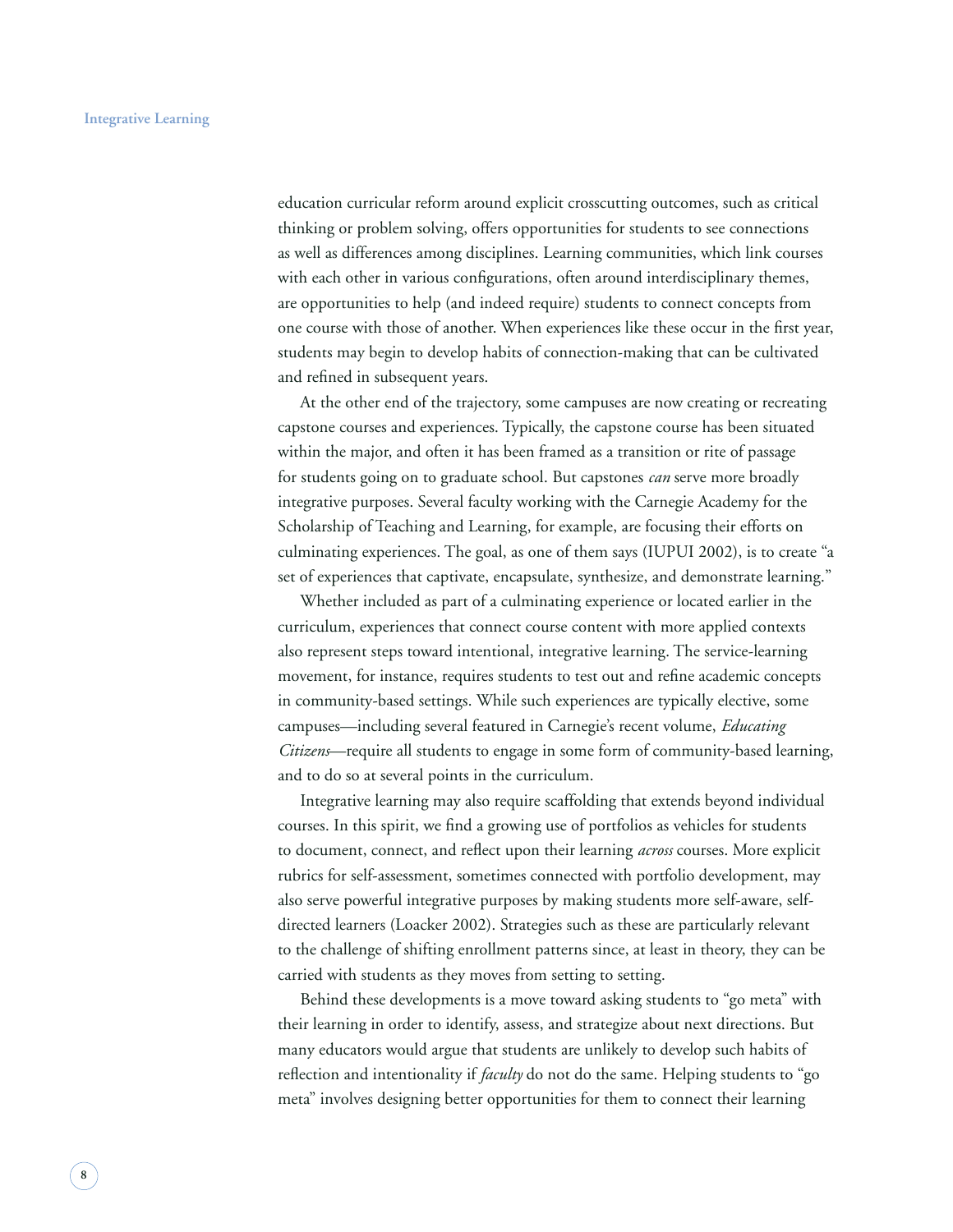education curricular reform around explicit crosscutting outcomes, such as critical thinking or problem solving, offers opportunities for students to see connections as well as differences among disciplines. Learning communities, which link courses with each other in various configurations, often around interdisciplinary themes, are opportunities to help (and indeed require) students to connect concepts from one course with those of another. When experiences like these occur in the first year, students may begin to develop habits of connection-making that can be cultivated and refined in subsequent years.

At the other end of the trajectory, some campuses are now creating or recreating capstone courses and experiences. Typically, the capstone course has been situated within the major, and often it has been framed as a transition or rite of passage for students going on to graduate school. But capstones *can* serve more broadly integrative purposes. Several faculty working with the Carnegie Academy for the Scholarship of Teaching and Learning, for example, are focusing their efforts on culminating experiences. The goal, as one of them says (IUPUI 2002), is to create "a set of experiences that captivate, encapsulate, synthesize, and demonstrate learning."

Whether included as part of a culminating experience or located earlier in the curriculum, experiences that connect course content with more applied contexts also represent steps toward intentional, integrative learning. The service-learning movement, for instance, requires students to test out and refine academic concepts in community-based settings. While such experiences are typically elective, some campuses—including several featured in Carnegie's recent volume, *Educating Citizens*—require all students to engage in some form of community-based learning, and to do so at several points in the curriculum.

Integrative learning may also require scaffolding that extends beyond individual courses. In this spirit, we find a growing use of portfolios as vehicles for students to document, connect, and reflect upon their learning *across* courses. More explicit rubrics for self-assessment, sometimes connected with portfolio development, may also serve powerful integrative purposes by making students more self-aware, self-directed learners (Loacker 2002). Strategies such as these are particularly relevant to the challenge of shifting enrollment patterns since, at least in theory, they can be carried with students as they moves from setting to setting.

Behind these developments is a move toward asking students to "go meta" with their learning in order to identify, assess, and strategize about next directions. But many educators would argue that students are unlikely to develop such habits of reflection and intentionality if *faculty* do not do the same. Helping students to "go meta" involves designing better opportunities for them to connect their learning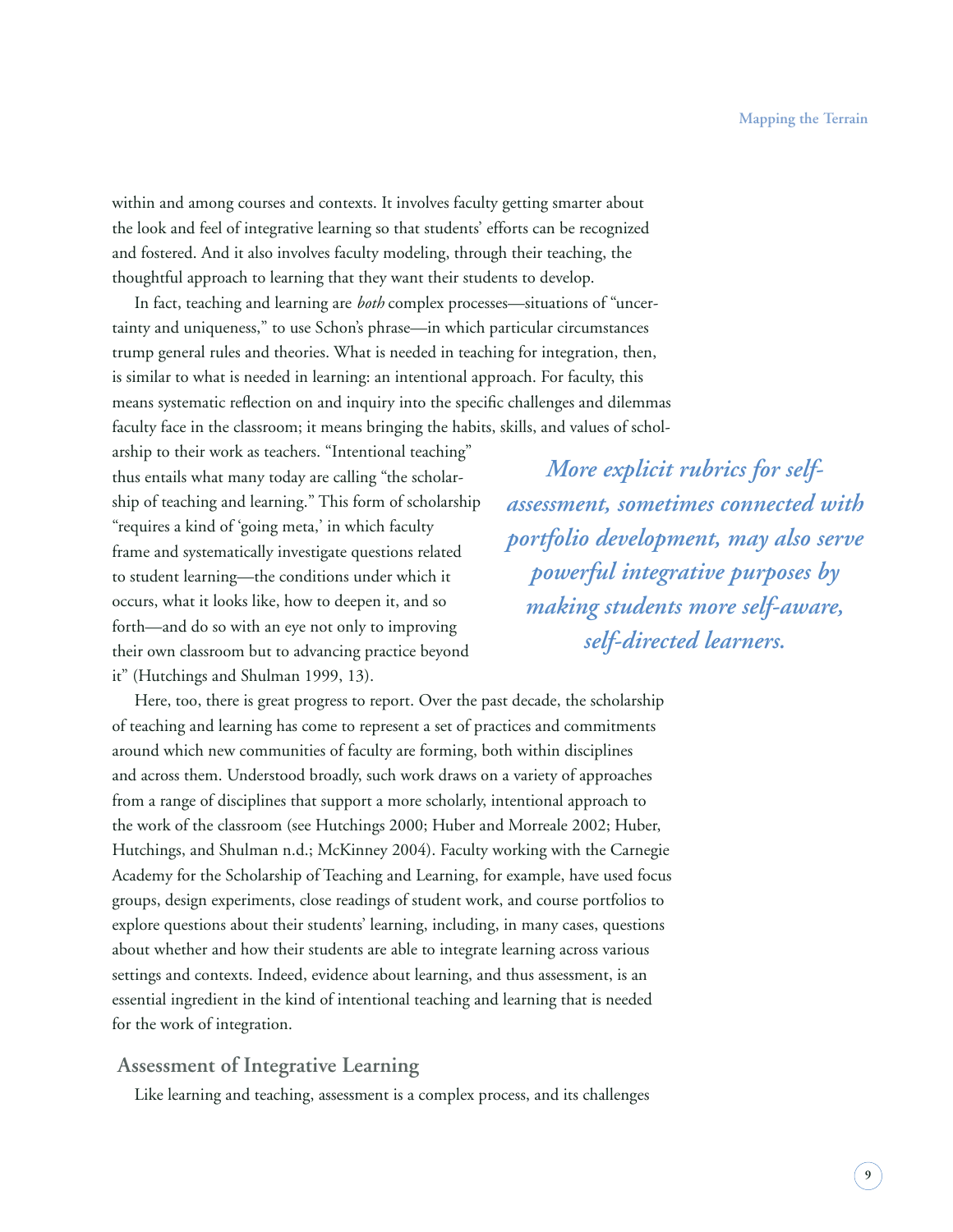within and among courses and contexts. It involves faculty getting smarter about the look and feel of integrative learning so that students' efforts can be recognized and fostered. And it also involves faculty modeling, through their teaching, the thoughtful approach to learning that they want their students to develop.

In fact, teaching and learning are *both* complex processes—situations of "uncertainty and uniqueness," to use Schon's phrase—in which particular circumstances trump general rules and theories. What is needed in teaching for integration, then, is similar to what is needed in learning: an intentional approach. For faculty, this means systematic reflection on and inquiry into the specific challenges and dilemmas faculty face in the classroom; it means bringing the habits, skills, and values of scholarship to their work as teachers. "Intentional teaching" thus entails what many today are calling "the scholarship of teaching and learning." This form of scholarship "requires a kind of 'going meta,' in which faculty frame and systematically investigate questions related to student learning—the conditions under which it occurs, what it looks like, how to deepen it, and so forth—and do so with an eye not only to improving their own classroom but to advancing practice beyond it" (Hutchings and Shulman 1999, 13).

> ***More explicit rubrics for self-assessment, sometimes connected with portfolio development, may also serve powerful integrative purposes by making students more self-aware, self-directed learners.***

Here, too, there is great progress to report. Over the past decade, the scholarship of teaching and learning has come to represent a set of practices and commitments around which new communities of faculty are forming, both within disciplines and across them. Understood broadly, such work draws on a variety of approaches from a range of disciplines that support a more scholarly, intentional approach to the work of the classroom (see Hutchings 2000; Huber and Morreale 2002; Huber, Hutchings, and Shulman n.d.; McKinney 2004). Faculty working with the Carnegie Academy for the Scholarship of Teaching and Learning, for example, have used focus groups, design experiments, close readings of student work, and course portfolios to explore questions about their students' learning, including, in many cases, questions about whether and how their students are able to integrate learning across various settings and contexts. Indeed, evidence about learning, and thus assessment, is an essential ingredient in the kind of intentional teaching and learning that is needed for the work of integration.

## Assessment of Integrative Learning

Like learning and teaching, assessment is a complex process, and its challenges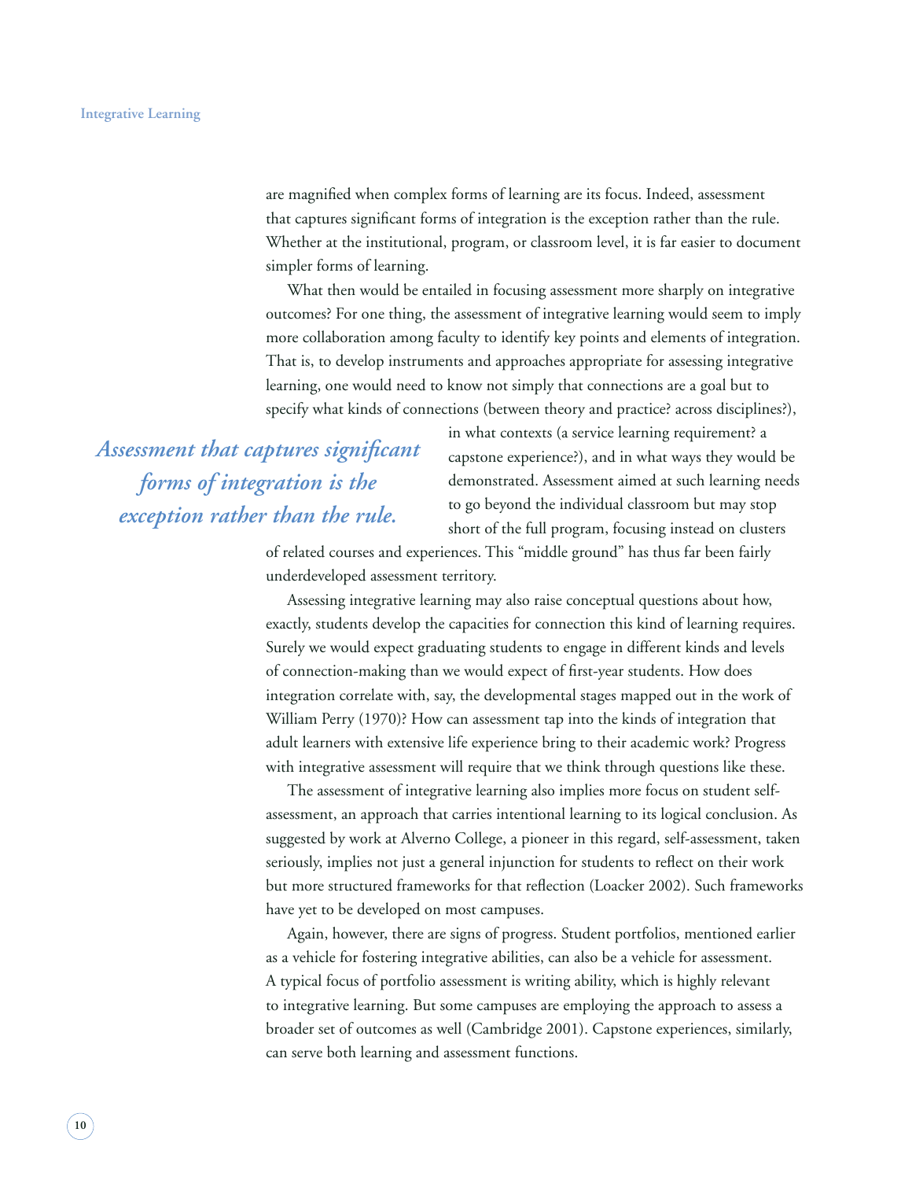are magnified when complex forms of learning are its focus. Indeed, assessment that captures significant forms of integration is the exception rather than the rule. Whether at the institutional, program, or classroom level, it is far easier to document simpler forms of learning.

What then would be entailed in focusing assessment more sharply on integrative outcomes? For one thing, the assessment of integrative learning would seem to imply more collaboration among faculty to identify key points and elements of integration. That is, to develop instruments and approaches appropriate for assessing integrative learning, one would need to know not simply that connections are a goal but to specify what kinds of connections (between theory and practice? across disciplines?), in what contexts (a service learning requirement? a capstone experience?), and in what ways they would be demonstrated. Assessment aimed at such learning needs to go beyond the individual classroom but may stop short of the full program, focusing instead on clusters of related courses and experiences. This "middle ground" has thus far been fairly underdeveloped assessment territory.

> *Assessment that captures significant forms of integration is the exception rather than the rule.*

Assessing integrative learning may also raise conceptual questions about how, exactly, students develop the capacities for connection this kind of learning requires. Surely we would expect graduating students to engage in different kinds and levels of connection-making than we would expect of first-year students. How does integration correlate with, say, the developmental stages mapped out in the work of William Perry (1970)? How can assessment tap into the kinds of integration that adult learners with extensive life experience bring to their academic work? Progress with integrative assessment will require that we think through questions like these.

The assessment of integrative learning also implies more focus on student self-assessment, an approach that carries intentional learning to its logical conclusion. As suggested by work at Alverno College, a pioneer in this regard, self-assessment, taken seriously, implies not just a general injunction for students to reflect on their work but more structured frameworks for that reflection (Loacker 2002). Such frameworks have yet to be developed on most campuses.

Again, however, there are signs of progress. Student portfolios, mentioned earlier as a vehicle for fostering integrative abilities, can also be a vehicle for assessment. A typical focus of portfolio assessment is writing ability, which is highly relevant to integrative learning. But some campuses are employing the approach to assess a broader set of outcomes as well (Cambridge 2001). Capstone experiences, similarly, can serve both learning and assessment functions.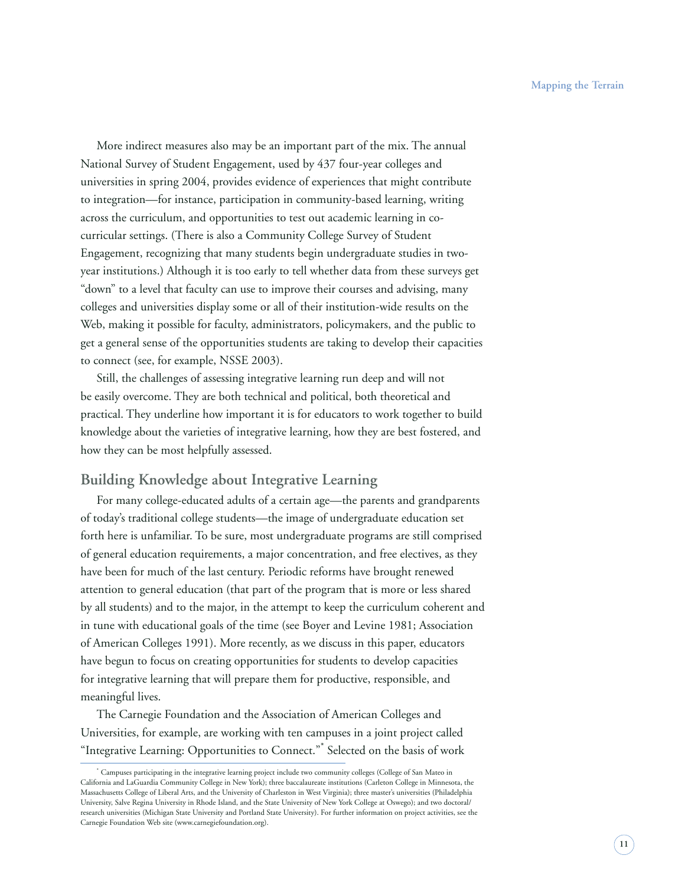More indirect measures also may be an important part of the mix. The annual National Survey of Student Engagement, used by 437 four-year colleges and universities in spring 2004, provides evidence of experiences that might contribute to integration—for instance, participation in community-based learning, writing across the curriculum, and opportunities to test out academic learning in co-curricular settings. (There is also a Community College Survey of Student Engagement, recognizing that many students begin undergraduate studies in two-year institutions.) Although it is too early to tell whether data from these surveys get "down" to a level that faculty can use to improve their courses and advising, many colleges and universities display some or all of their institution-wide results on the Web, making it possible for faculty, administrators, policymakers, and the public to get a general sense of the opportunities students are taking to develop their capacities to connect (see, for example, NSSE 2003).

Still, the challenges of assessing integrative learning run deep and will not be easily overcome. They are both technical and political, both theoretical and practical. They underline how important it is for educators to work together to build knowledge about the varieties of integrative learning, how they are best fostered, and how they can be most helpfully assessed.

## Building Knowledge about Integrative Learning

For many college-educated adults of a certain age—the parents and grandparents of today's traditional college students—the image of undergraduate education set forth here is unfamiliar. To be sure, most undergraduate programs are still comprised of general education requirements, a major concentration, and free electives, as they have been for much of the last century. Periodic reforms have brought renewed attention to general education (that part of the program that is more or less shared by all students) and to the major, in the attempt to keep the curriculum coherent and in tune with educational goals of the time (see Boyer and Levine 1981; Association of American Colleges 1991). More recently, as we discuss in this paper, educators have begun to focus on creating opportunities for students to develop capacities for integrative learning that will prepare them for productive, responsible, and meaningful lives.

The Carnegie Foundation and the Association of American Colleges and Universities, for example, are working with ten campuses in a joint project called "Integrative Learning: Opportunities to Connect."* Selected on the basis of work

* Campuses participating in the integrative learning project include two community colleges (College of San Mateo in California and LaGuardia Community College in New York); three baccalaureate institutions (Carleton College in Minnesota, the Massachusetts College of Liberal Arts, and the University of Charleston in West Virginia); three master's universities (Philadelphia University, Salve Regina University in Rhode Island, and the State University of New York College at Oswego); and two doctoral/research universities (Michigan State University and Portland State University). For further information on project activities, see the Carnegie Foundation Web site (www.carnegiefoundation.org).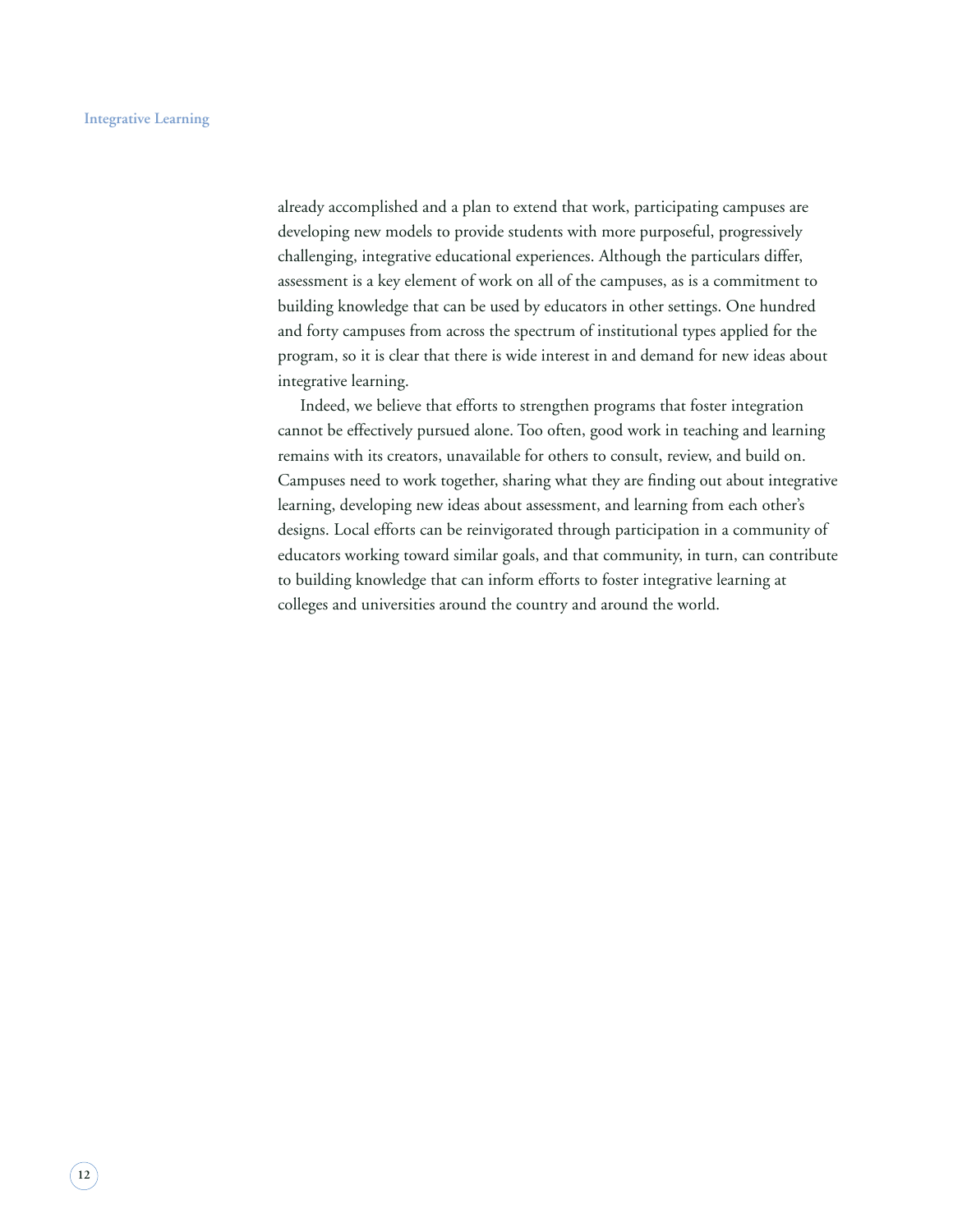already accomplished and a plan to extend that work, participating campuses are developing new models to provide students with more purposeful, progressively challenging, integrative educational experiences. Although the particulars differ, assessment is a key element of work on all of the campuses, as is a commitment to building knowledge that can be used by educators in other settings. One hundred and forty campuses from across the spectrum of institutional types applied for the program, so it is clear that there is wide interest in and demand for new ideas about integrative learning.

Indeed, we believe that efforts to strengthen programs that foster integration cannot be effectively pursued alone. Too often, good work in teaching and learning remains with its creators, unavailable for others to consult, review, and build on. Campuses need to work together, sharing what they are finding out about integrative learning, developing new ideas about assessment, and learning from each other's designs. Local efforts can be reinvigorated through participation in a community of educators working toward similar goals, and that community, in turn, can contribute to building knowledge that can inform efforts to foster integrative learning at colleges and universities around the country and around the world.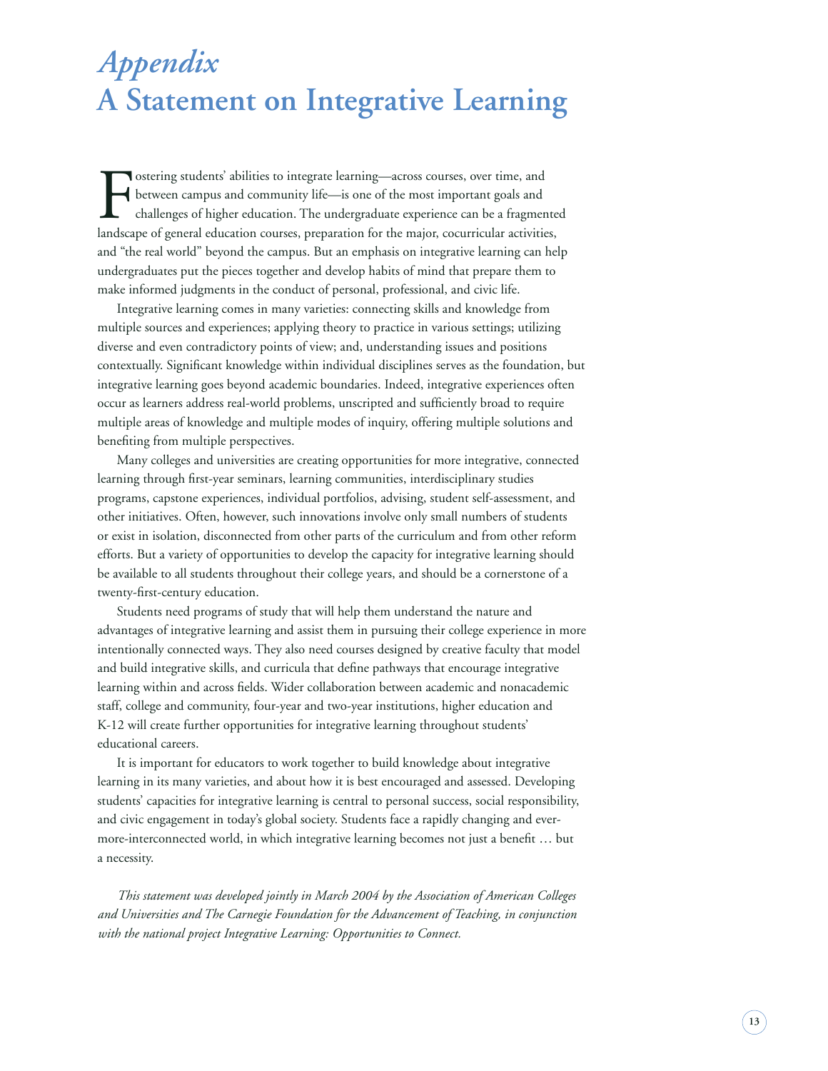# *Appendix*
# A Statement on Integrative Learning

Fostering students' abilities to integrate learning—across courses, over time, and between campus and community life—is one of the most important goals and challenges of higher education. The undergraduate experience can be a fragmented landscape of general education courses, preparation for the major, cocurricular activities, and "the real world" beyond the campus. But an emphasis on integrative learning can help undergraduates put the pieces together and develop habits of mind that prepare them to make informed judgments in the conduct of personal, professional, and civic life.

Integrative learning comes in many varieties: connecting skills and knowledge from multiple sources and experiences; applying theory to practice in various settings; utilizing diverse and even contradictory points of view; and, understanding issues and positions contextually. Significant knowledge within individual disciplines serves as the foundation, but integrative learning goes beyond academic boundaries. Indeed, integrative experiences often occur as learners address real-world problems, unscripted and sufficiently broad to require multiple areas of knowledge and multiple modes of inquiry, offering multiple solutions and benefiting from multiple perspectives.

Many colleges and universities are creating opportunities for more integrative, connected learning through first-year seminars, learning communities, interdisciplinary studies programs, capstone experiences, individual portfolios, advising, student self-assessment, and other initiatives. Often, however, such innovations involve only small numbers of students or exist in isolation, disconnected from other parts of the curriculum and from other reform efforts. But a variety of opportunities to develop the capacity for integrative learning should be available to all students throughout their college years, and should be a cornerstone of a twenty-first-century education.

Students need programs of study that will help them understand the nature and advantages of integrative learning and assist them in pursuing their college experience in more intentionally connected ways. They also need courses designed by creative faculty that model and build integrative skills, and curricula that define pathways that encourage integrative learning within and across fields. Wider collaboration between academic and nonacademic staff, college and community, four-year and two-year institutions, higher education and K-12 will create further opportunities for integrative learning throughout students' educational careers.

It is important for educators to work together to build knowledge about integrative learning in its many varieties, and about how it is best encouraged and assessed. Developing students' capacities for integrative learning is central to personal success, social responsibility, and civic engagement in today's global society. Students face a rapidly changing and ever-more-interconnected world, in which integrative learning becomes not just a benefit … but a necessity.

*This statement was developed jointly in March 2004 by the Association of American Colleges and Universities and The Carnegie Foundation for the Advancement of Teaching, in conjunction with the national project Integrative Learning: Opportunities to Connect.*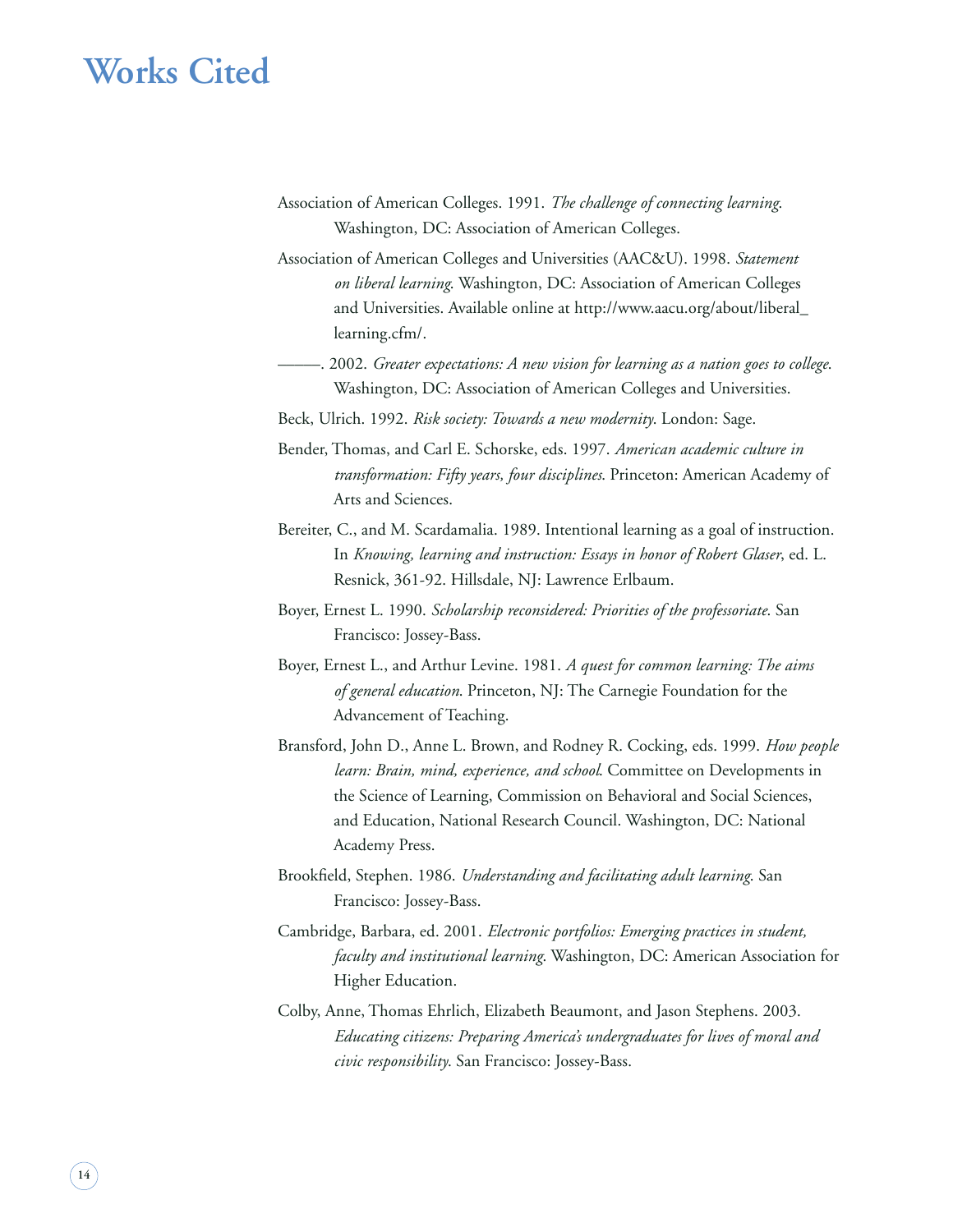# Works Cited

Association of American Colleges. 1991. *The challenge of connecting learning*. Washington, DC: Association of American Colleges.

Association of American Colleges and Universities (AAC&U). 1998. *Statement on liberal learning*. Washington, DC: Association of American Colleges and Universities. Available online at http://www.aacu.org/about/liberal_learning.cfm/.

———. 2002. *Greater expectations: A new vision for learning as a nation goes to college*. Washington, DC: Association of American Colleges and Universities.

Beck, Ulrich. 1992. *Risk society: Towards a new modernity*. London: Sage.

Bender, Thomas, and Carl E. Schorske, eds. 1997. *American academic culture in transformation: Fifty years, four disciplines*. Princeton: American Academy of Arts and Sciences.

Bereiter, C., and M. Scardamalia. 1989. Intentional learning as a goal of instruction. In *Knowing, learning and instruction: Essays in honor of Robert Glaser*, ed. L. Resnick, 361-92. Hillsdale, NJ: Lawrence Erlbaum.

Boyer, Ernest L. 1990. *Scholarship reconsidered: Priorities of the professoriate*. San Francisco: Jossey-Bass.

Boyer, Ernest L., and Arthur Levine. 1981. *A quest for common learning: The aims of general education*. Princeton, NJ: The Carnegie Foundation for the Advancement of Teaching.

Bransford, John D., Anne L. Brown, and Rodney R. Cocking, eds. 1999. *How people learn: Brain, mind, experience, and school*. Committee on Developments in the Science of Learning, Commission on Behavioral and Social Sciences, and Education, National Research Council. Washington, DC: National Academy Press.

Brookfield, Stephen. 1986. *Understanding and facilitating adult learning*. San Francisco: Jossey-Bass.

Cambridge, Barbara, ed. 2001. *Electronic portfolios: Emerging practices in student, faculty and institutional learning*. Washington, DC: American Association for Higher Education.

Colby, Anne, Thomas Ehrlich, Elizabeth Beaumont, and Jason Stephens. 2003. *Educating citizens: Preparing America's undergraduates for lives of moral and civic responsibility*. San Francisco: Jossey-Bass.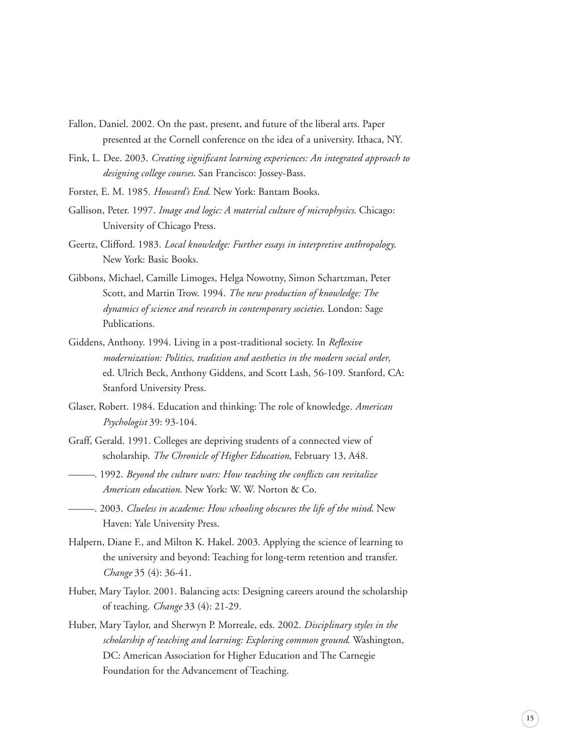Fallon, Daniel. 2002. On the past, present, and future of the liberal arts. Paper presented at the Cornell conference on the idea of a university. Ithaca, NY.

Fink, L. Dee. 2003. *Creating significant learning experiences: An integrated approach to designing college courses*. San Francisco: Jossey-Bass.

Forster, E. M. 1985. *Howard's End*. New York: Bantam Books.

Gallison, Peter. 1997. *Image and logic: A material culture of microphysics*. Chicago: University of Chicago Press.

Geertz, Clifford. 1983. *Local knowledge: Further essays in interpretive anthropology*. New York: Basic Books.

Gibbons, Michael, Camille Limoges, Helga Nowotny, Simon Schartzman, Peter Scott, and Martin Trow. 1994. *The new production of knowledge: The dynamics of science and research in contemporary societies*. London: Sage Publications.

Giddens, Anthony. 1994. Living in a post-traditional society. In *Reflexive modernization: Politics, tradition and aesthetics in the modern social order*, ed. Ulrich Beck, Anthony Giddens, and Scott Lash, 56-109. Stanford, CA: Stanford University Press.

Glaser, Robert. 1984. Education and thinking: The role of knowledge. *American Psychologist* 39: 93-104.

Graff, Gerald. 1991. Colleges are depriving students of a connected view of scholarship. *The Chronicle of Higher Education*, February 13, A48.

———. 1992. *Beyond the culture wars: How teaching the conflicts can revitalize American education*. New York: W. W. Norton & Co.

———. 2003. *Clueless in academe: How schooling obscures the life of the mind*. New Haven: Yale University Press.

Halpern, Diane F., and Milton K. Hakel. 2003. Applying the science of learning to the university and beyond: Teaching for long-term retention and transfer. *Change* 35 (4): 36-41.

Huber, Mary Taylor. 2001. Balancing acts: Designing careers around the scholarship of teaching. *Change* 33 (4): 21-29.

Huber, Mary Taylor, and Sherwyn P. Morreale, eds. 2002. *Disciplinary styles in the scholarship of teaching and learning: Exploring common ground*. Washington, DC: American Association for Higher Education and The Carnegie Foundation for the Advancement of Teaching.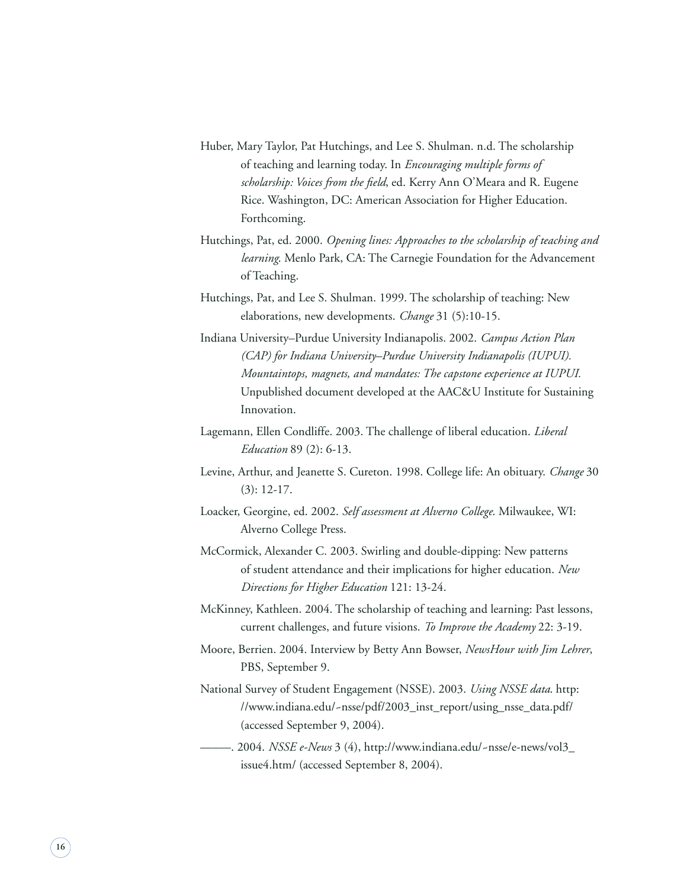Huber, Mary Taylor, Pat Hutchings, and Lee S. Shulman. n.d. The scholarship of teaching and learning today. In *Encouraging multiple forms of scholarship: Voices from the field*, ed. Kerry Ann O'Meara and R. Eugene Rice. Washington, DC: American Association for Higher Education. Forthcoming.

Hutchings, Pat, ed. 2000. *Opening lines: Approaches to the scholarship of teaching and learning*. Menlo Park, CA: The Carnegie Foundation for the Advancement of Teaching.

Hutchings, Pat, and Lee S. Shulman. 1999. The scholarship of teaching: New elaborations, new developments. *Change* 31 (5):10-15.

Indiana University–Purdue University Indianapolis. 2002. *Campus Action Plan (CAP) for Indiana University–Purdue University Indianapolis (IUPUI). Mountaintops, magnets, and mandates: The capstone experience at IUPUI.* Unpublished document developed at the AAC&U Institute for Sustaining Innovation.

Lagemann, Ellen Condliffe. 2003. The challenge of liberal education. *Liberal Education* 89 (2): 6-13.

Levine, Arthur, and Jeanette S. Cureton. 1998. College life: An obituary. *Change* 30 (3): 12-17.

Loacker, Georgine, ed. 2002. *Self assessment at Alverno College*. Milwaukee, WI: Alverno College Press.

McCormick, Alexander C. 2003. Swirling and double-dipping: New patterns of student attendance and their implications for higher education. *New Directions for Higher Education* 121: 13-24.

McKinney, Kathleen. 2004. The scholarship of teaching and learning: Past lessons, current challenges, and future visions. *To Improve the Academy* 22: 3-19.

Moore, Berrien. 2004. Interview by Betty Ann Bowser, *NewsHour with Jim Lehrer*, PBS, September 9.

National Survey of Student Engagement (NSSE). 2003. *Using NSSE data*. http://www.indiana.edu/~nsse/pdf/2003_inst_report/using_nsse_data.pdf/ (accessed September 9, 2004).

———. 2004. *NSSE e-News* 3 (4), http://www.indiana.edu/~nsse/e-news/vol3_issue4.htm/ (accessed September 8, 2004).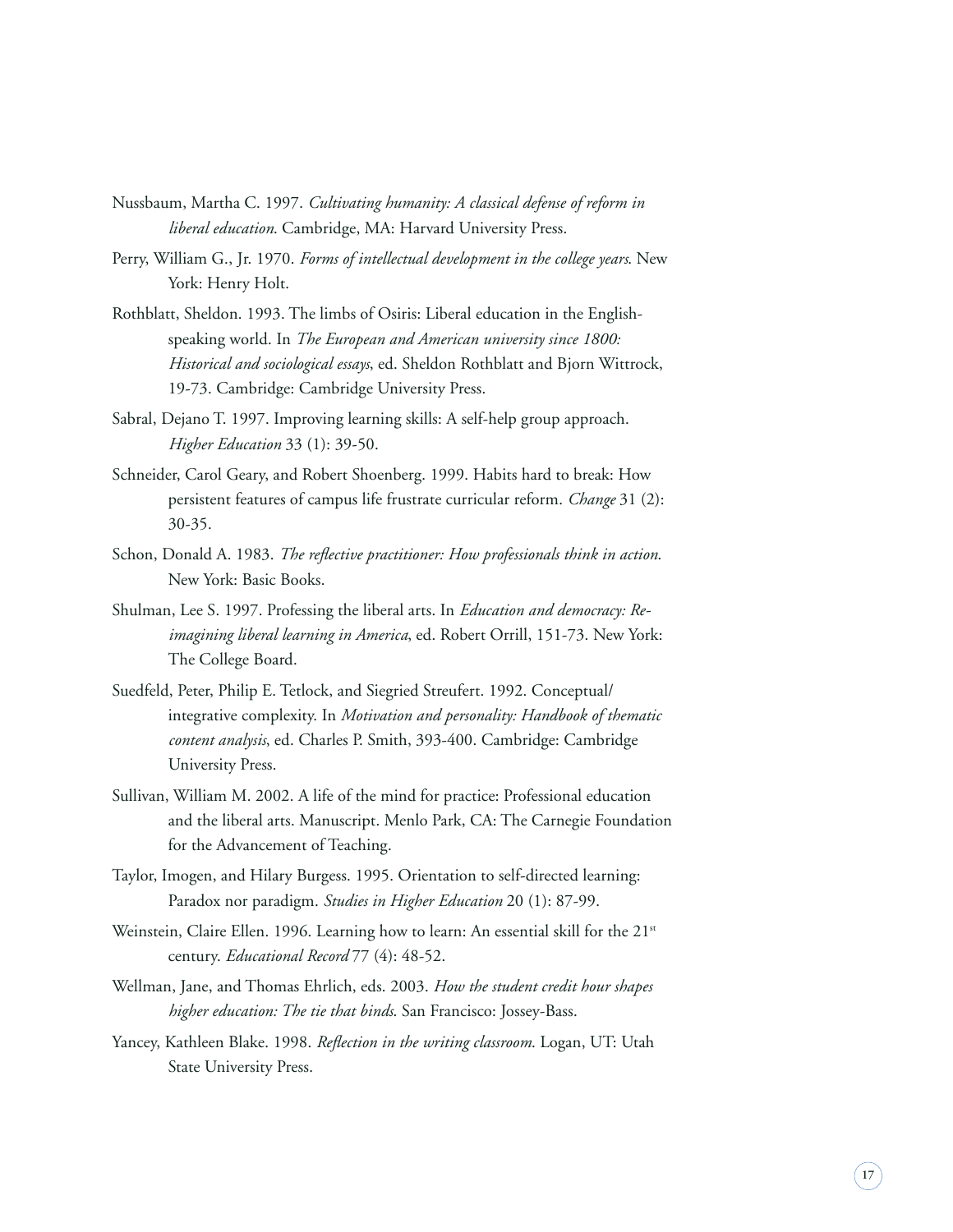Nussbaum, Martha C. 1997. *Cultivating humanity: A classical defense of reform in liberal education*. Cambridge, MA: Harvard University Press.

Perry, William G., Jr. 1970. *Forms of intellectual development in the college years*. New York: Henry Holt.

Rothblatt, Sheldon. 1993. The limbs of Osiris: Liberal education in the English-speaking world. In *The European and American university since 1800: Historical and sociological essays*, ed. Sheldon Rothblatt and Bjorn Wittrock, 19-73. Cambridge: Cambridge University Press.

Sabral, Dejano T. 1997. Improving learning skills: A self-help group approach. *Higher Education* 33 (1): 39-50.

Schneider, Carol Geary, and Robert Shoenberg. 1999. Habits hard to break: How persistent features of campus life frustrate curricular reform. *Change* 31 (2): 30-35.

Schon, Donald A. 1983. *The reflective practitioner: How professionals think in action*. New York: Basic Books.

Shulman, Lee S. 1997. Professing the liberal arts. In *Education and democracy: Re-imagining liberal learning in America*, ed. Robert Orrill, 151-73. New York: The College Board.

Suedfeld, Peter, Philip E. Tetlock, and Siegried Streufert. 1992. Conceptual/integrative complexity. In *Motivation and personality: Handbook of thematic content analysis*, ed. Charles P. Smith, 393-400. Cambridge: Cambridge University Press.

Sullivan, William M. 2002. A life of the mind for practice: Professional education and the liberal arts. Manuscript. Menlo Park, CA: The Carnegie Foundation for the Advancement of Teaching.

Taylor, Imogen, and Hilary Burgess. 1995. Orientation to self-directed learning: Paradox nor paradigm. *Studies in Higher Education* 20 (1): 87-99.

Weinstein, Claire Ellen. 1996. Learning how to learn: An essential skill for the 21st century. *Educational Record* 77 (4): 48-52.

Wellman, Jane, and Thomas Ehrlich, eds. 2003. *How the student credit hour shapes higher education: The tie that binds*. San Francisco: Jossey-Bass.

Yancey, Kathleen Blake. 1998. *Reflection in the writing classroom*. Logan, UT: Utah State University Press.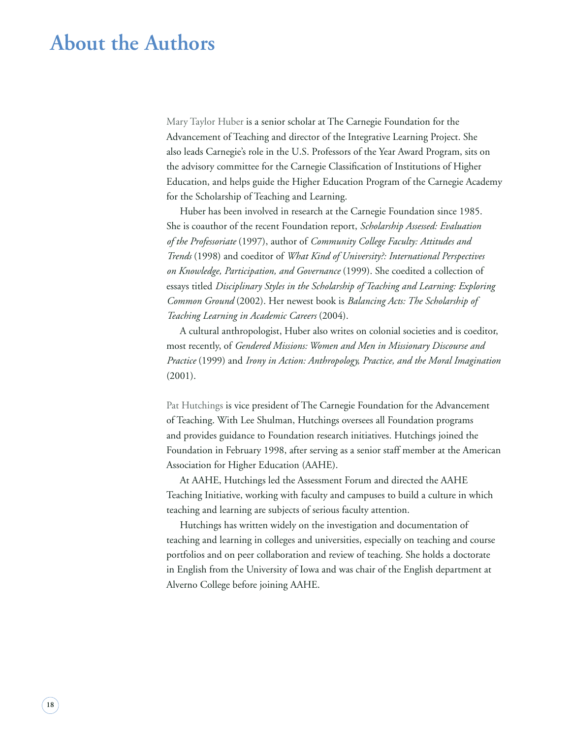# About the Authors

Mary Taylor Huber is a senior scholar at The Carnegie Foundation for the Advancement of Teaching and director of the Integrative Learning Project. She also leads Carnegie's role in the U.S. Professors of the Year Award Program, sits on the advisory committee for the Carnegie Classification of Institutions of Higher Education, and helps guide the Higher Education Program of the Carnegie Academy for the Scholarship of Teaching and Learning.

Huber has been involved in research at the Carnegie Foundation since 1985. She is coauthor of the recent Foundation report, *Scholarship Assessed: Evaluation of the Professoriate* (1997), author of *Community College Faculty: Attitudes and Trends* (1998) and coeditor of *What Kind of University?: International Perspectives on Knowledge, Participation, and Governance* (1999). She coedited a collection of essays titled *Disciplinary Styles in the Scholarship of Teaching and Learning: Exploring Common Ground* (2002). Her newest book is *Balancing Acts: The Scholarship of Teaching Learning in Academic Careers* (2004).

A cultural anthropologist, Huber also writes on colonial societies and is coeditor, most recently, of *Gendered Missions: Women and Men in Missionary Discourse and Practice* (1999) and *Irony in Action: Anthropology, Practice, and the Moral Imagination* (2001).

Pat Hutchings is vice president of The Carnegie Foundation for the Advancement of Teaching. With Lee Shulman, Hutchings oversees all Foundation programs and provides guidance to Foundation research initiatives. Hutchings joined the Foundation in February 1998, after serving as a senior staff member at the American Association for Higher Education (AAHE).

At AAHE, Hutchings led the Assessment Forum and directed the AAHE Teaching Initiative, working with faculty and campuses to build a culture in which teaching and learning are subjects of serious faculty attention.

Hutchings has written widely on the investigation and documentation of teaching and learning in colleges and universities, especially on teaching and course portfolios and on peer collaboration and review of teaching. She holds a doctorate in English from the University of Iowa and was chair of the English department at Alverno College before joining AAHE.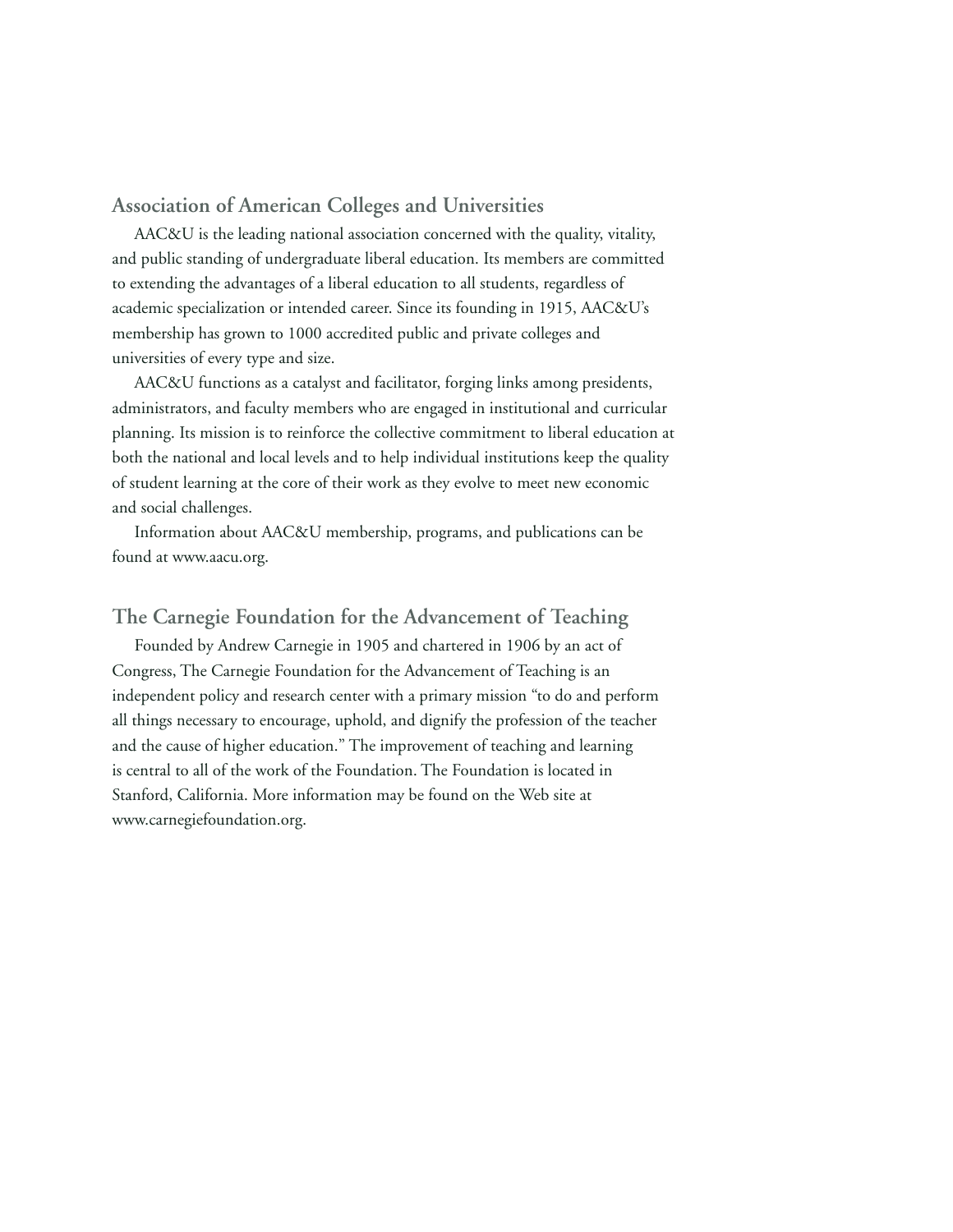## Association of American Colleges and Universities

AAC&U is the leading national association concerned with the quality, vitality, and public standing of undergraduate liberal education. Its members are committed to extending the advantages of a liberal education to all students, regardless of academic specialization or intended career. Since its founding in 1915, AAC&U's membership has grown to 1000 accredited public and private colleges and universities of every type and size.

AAC&U functions as a catalyst and facilitator, forging links among presidents, administrators, and faculty members who are engaged in institutional and curricular planning. Its mission is to reinforce the collective commitment to liberal education at both the national and local levels and to help individual institutions keep the quality of student learning at the core of their work as they evolve to meet new economic and social challenges.

Information about AAC&U membership, programs, and publications can be found at www.aacu.org.

## The Carnegie Foundation for the Advancement of Teaching

Founded by Andrew Carnegie in 1905 and chartered in 1906 by an act of Congress, The Carnegie Foundation for the Advancement of Teaching is an independent policy and research center with a primary mission "to do and perform all things necessary to encourage, uphold, and dignify the profession of the teacher and the cause of higher education." The improvement of teaching and learning is central to all of the work of the Foundation. The Foundation is located in Stanford, California. More information may be found on the Web site at www.carnegiefoundation.org.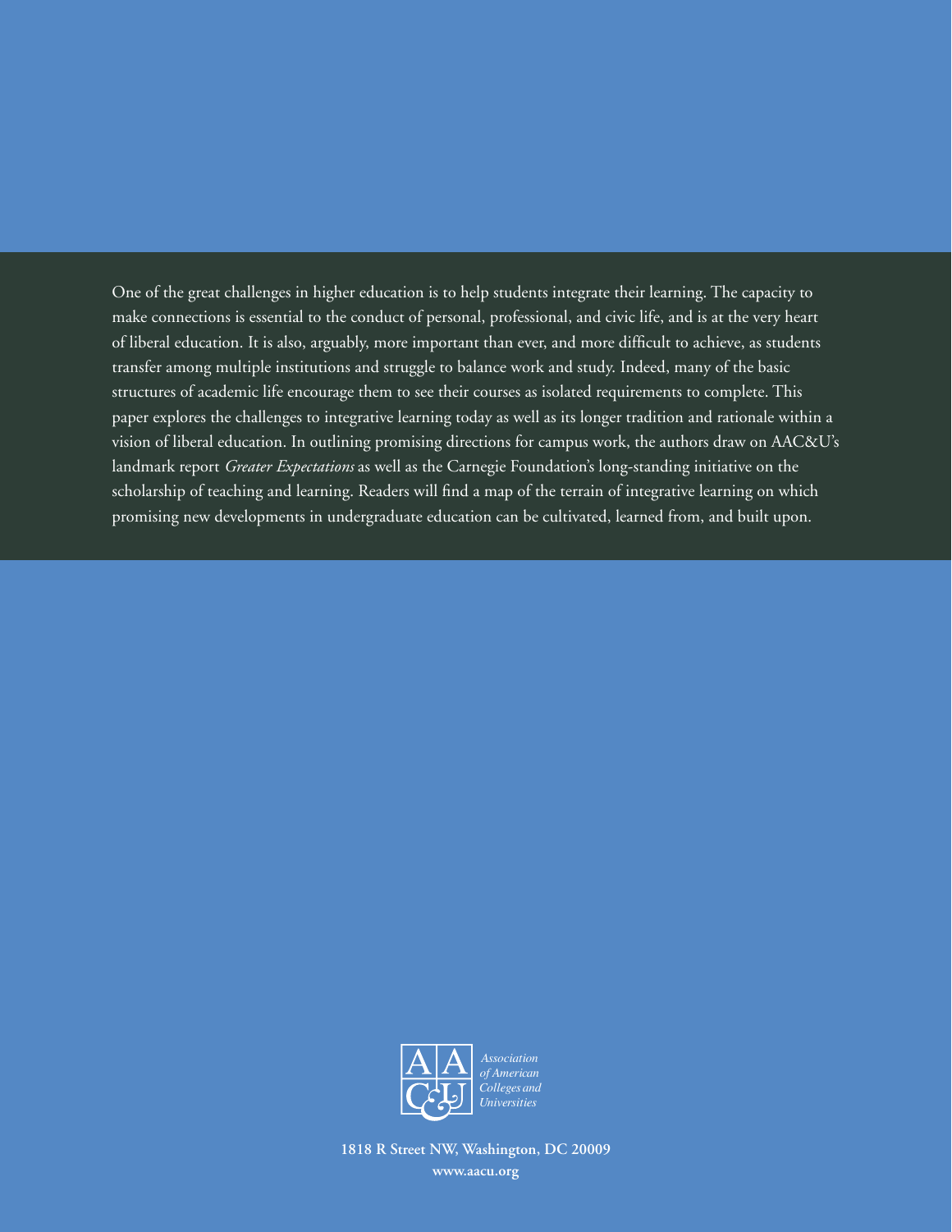One of the great challenges in higher education is to help students integrate their learning. The capacity to make connections is essential to the conduct of personal, professional, and civic life, and is at the very heart of liberal education. It is also, arguably, more important than ever, and more difficult to achieve, as students transfer among multiple institutions and struggle to balance work and study. Indeed, many of the basic structures of academic life encourage them to see their courses as isolated requirements to complete. This paper explores the challenges to integrative learning today as well as its longer tradition and rationale within a vision of liberal education. In outlining promising directions for campus work, the authors draw on AAC&U's landmark report *Greater Expectations* as well as the Carnegie Foundation's long-standing initiative on the scholarship of teaching and learning. Readers will find a map of the terrain of integrative learning on which promising new developments in undergraduate education can be cultivated, learned from, and built upon.

AAC&U *Association of American Colleges and Universities*

**1818 R Street NW, Washington, DC 20009**

**www.aacu.org**